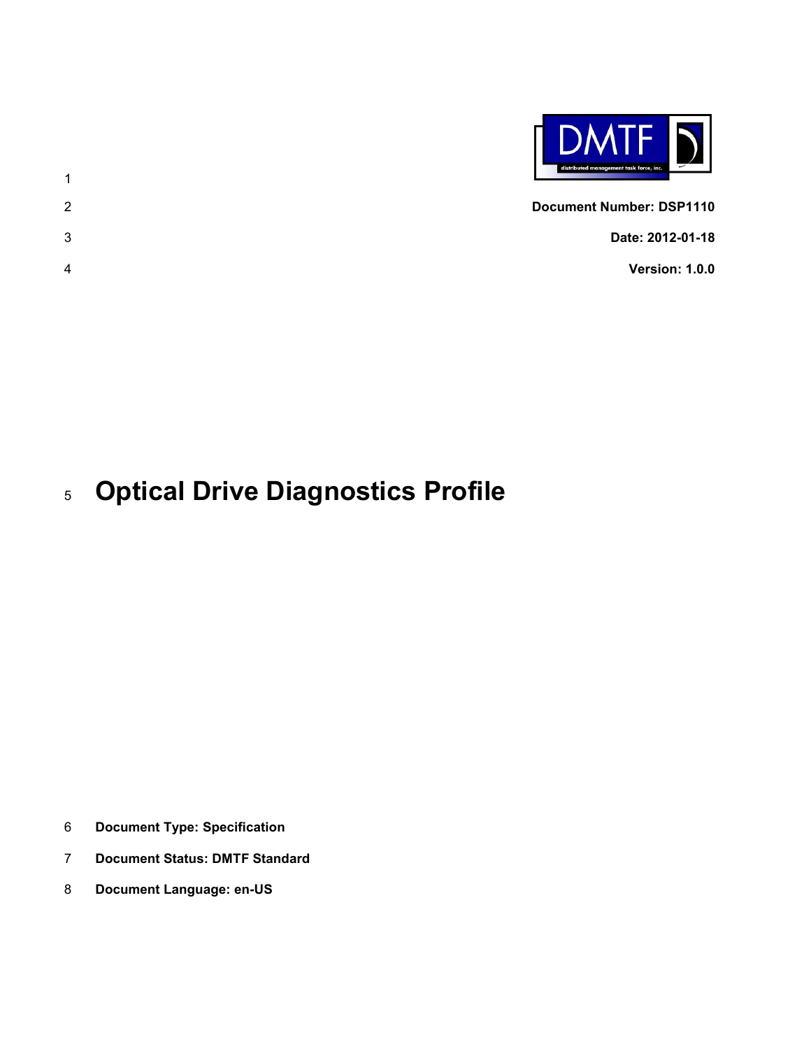**Document Number: DSP1110**

**Date: 2012-01-18**

**Version: 1.0.0**

# Optical Drive Diagnostics Profile

**Document Type: Specification**

**Document Status: DMTF Standard**

**Document Language: en-US**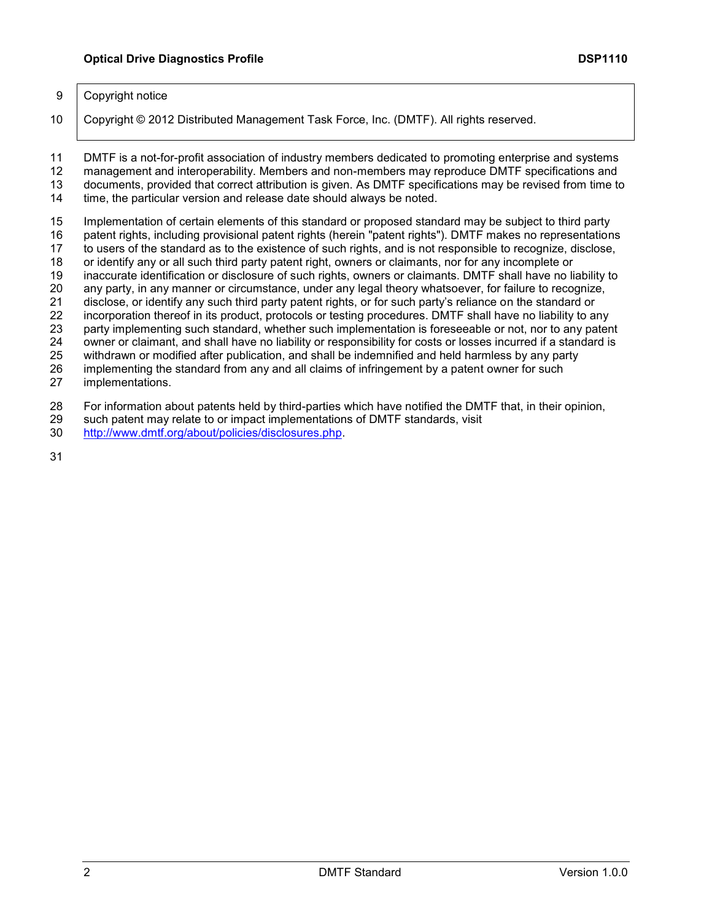Copyright notice

Copyright © 2012 Distributed Management Task Force, Inc. (DMTF). All rights reserved.

DMTF is a not-for-profit association of industry members dedicated to promoting enterprise and systems management and interoperability. Members and non-members may reproduce DMTF specifications and documents, provided that correct attribution is given. As DMTF specifications may be revised from time to time, the particular version and release date should always be noted.

Implementation of certain elements of this standard or proposed standard may be subject to third party patent rights, including provisional patent rights (herein "patent rights"). DMTF makes no representations to users of the standard as to the existence of such rights, and is not responsible to recognize, disclose, or identify any or all such third party patent right, owners or claimants, nor for any incomplete or inaccurate identification or disclosure of such rights, owners or claimants. DMTF shall have no liability to any party, in any manner or circumstance, under any legal theory whatsoever, for failure to recognize, disclose, or identify any such third party patent rights, or for such party's reliance on the standard or incorporation thereof in its product, protocols or testing procedures. DMTF shall have no liability to any party implementing such standard, whether such implementation is foreseeable or not, nor to any patent owner or claimant, and shall have no liability or responsibility for costs or losses incurred if a standard is withdrawn or modified after publication, and shall be indemnified and held harmless by any party implementing the standard from any and all claims of infringement by a patent owner for such implementations.

For information about patents held by third-parties which have notified the DMTF that, in their opinion, such patent may relate to or impact implementations of DMTF standards, visit http://www.dmtf.org/about/policies/disclosures.php.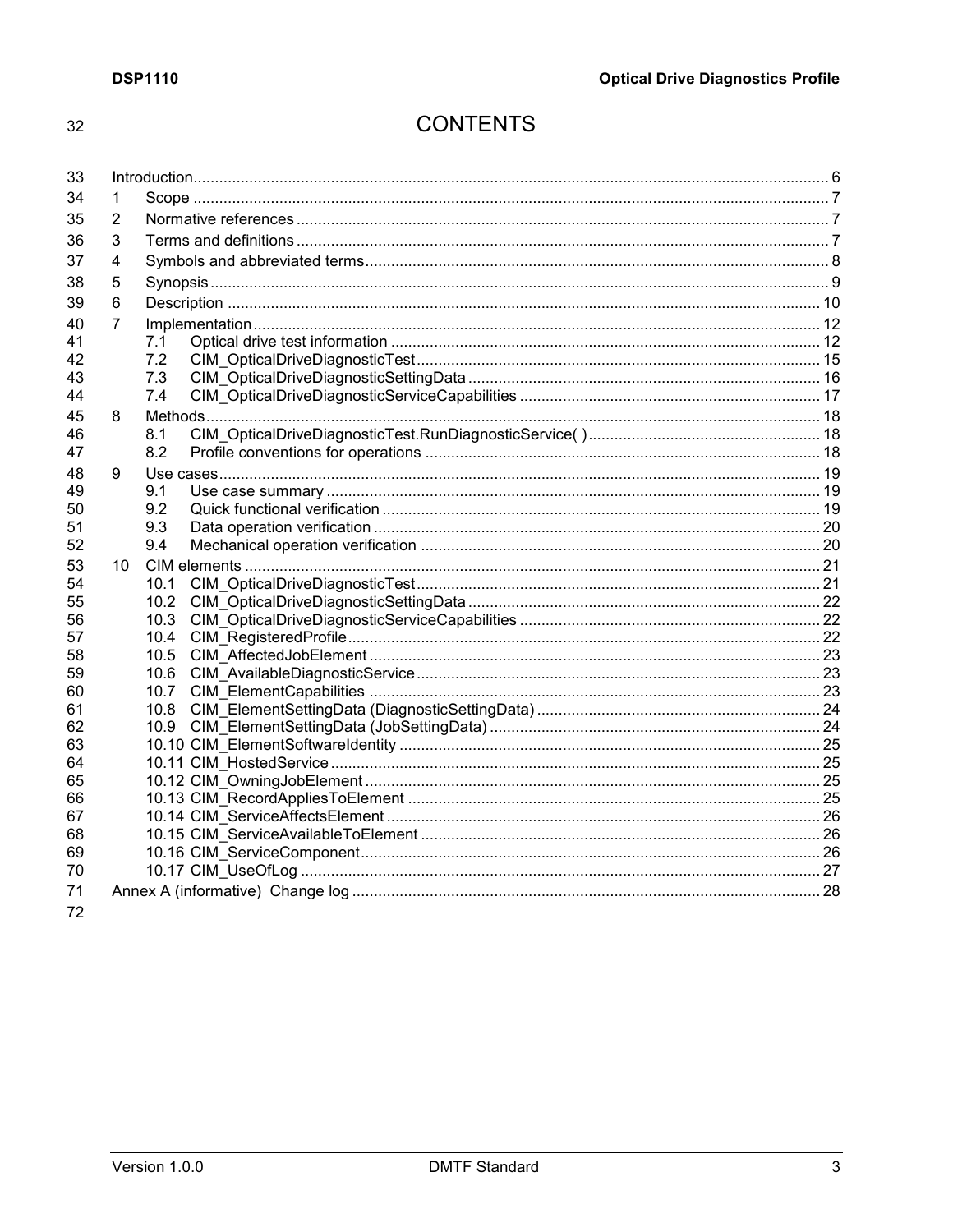# CONTENTS

- Introduction ... 6
- 1 Scope ... 7
- 2 Normative references ... 7
- 3 Terms and definitions ... 7
- 4 Symbols and abbreviated terms ... 8
- 5 Synopsis ... 9
- 6 Description ... 10
- 7 Implementation ... 12
  - 7.1 Optical drive test information ... 12
  - 7.2 CIM_OpticalDriveDiagnosticTest ... 15
  - 7.3 CIM_OpticalDriveDiagnosticSettingData ... 16
  - 7.4 CIM_OpticalDriveDiagnosticServiceCapabilities ... 17
- 8 Methods ... 18
  - 8.1 CIM_OpticalDriveDiagnosticTest.RunDiagnosticService( ) ... 18
  - 8.2 Profile conventions for operations ... 18
- 9 Use cases ... 19
  - 9.1 Use case summary ... 19
  - 9.2 Quick functional verification ... 19
  - 9.3 Data operation verification ... 20
  - 9.4 Mechanical operation verification ... 20
- 10 CIM elements ... 21
  - 10.1 CIM_OpticalDriveDiagnosticTest ... 21
  - 10.2 CIM_OpticalDriveDiagnosticSettingData ... 22
  - 10.3 CIM_OpticalDriveDiagnosticServiceCapabilities ... 22
  - 10.4 CIM_RegisteredProfile ... 22
  - 10.5 CIM_AffectedJobElement ... 23
  - 10.6 CIM_AvailableDiagnosticService ... 23
  - 10.7 CIM_ElementCapabilities ... 23
  - 10.8 CIM_ElementSettingData (DiagnosticSettingData) ... 24
  - 10.9 CIM_ElementSettingData (JobSettingData) ... 24
  - 10.10 CIM_ElementSoftwareIdentity ... 25
  - 10.11 CIM_HostedService ... 25
  - 10.12 CIM_OwningJobElement ... 25
  - 10.13 CIM_RecordAppliesToElement ... 25
  - 10.14 CIM_ServiceAffectsElement ... 26
  - 10.15 CIM_ServiceAvailableToElement ... 26
  - 10.16 CIM_ServiceComponent ... 26
  - 10.17 CIM_UseOfLog ... 27
- Annex A (informative) Change log ... 28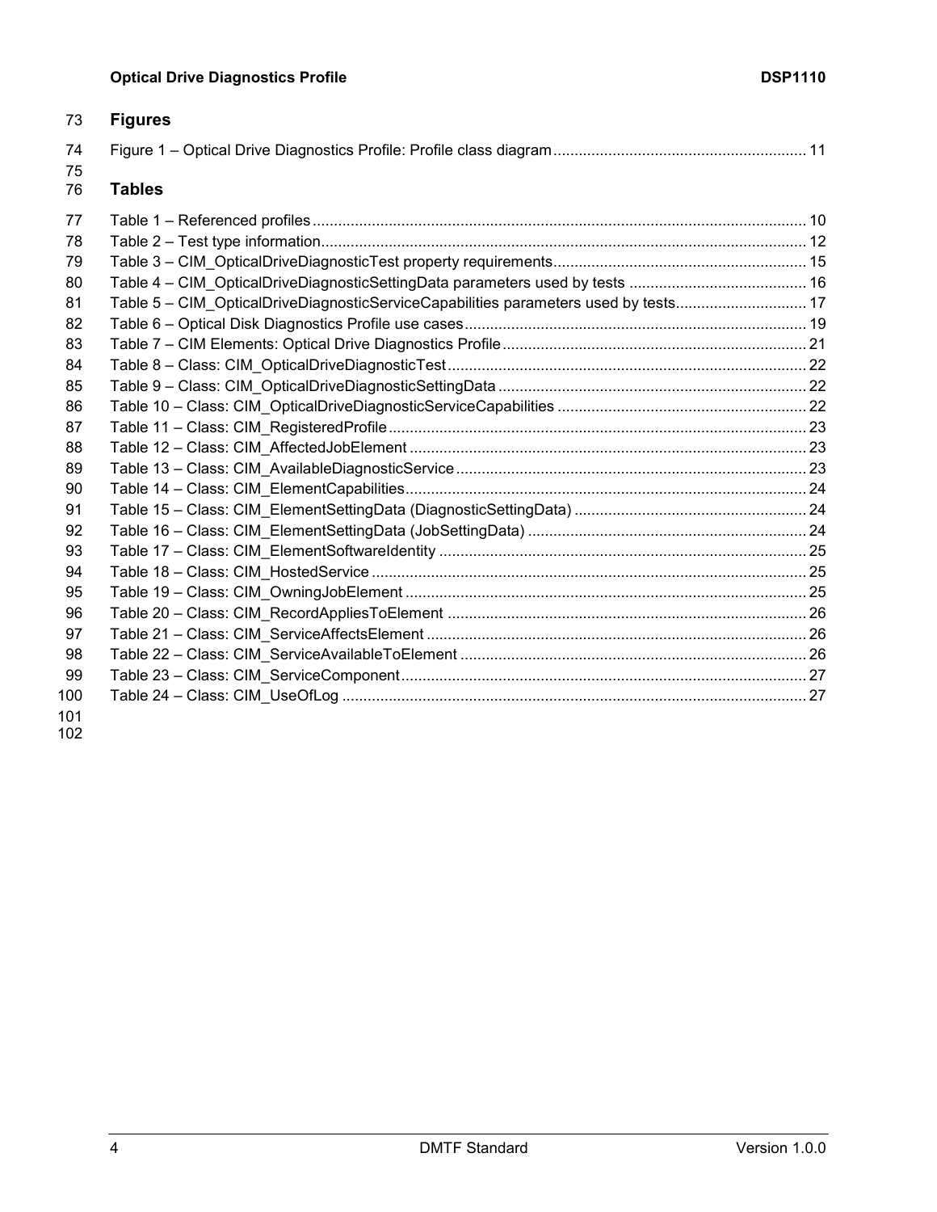## Figures

Figure 1 – Optical Drive Diagnostics Profile: Profile class diagram ........................................................... 11

## Tables

Table 1 – Referenced profiles .................................................................................................................... 10
Table 2 – Test type information.................................................................................................................. 12
Table 3 – CIM_OpticalDriveDiagnosticTest property requirements........................................................... 15
Table 4 – CIM_OpticalDriveDiagnosticSettingData parameters used by tests .......................................... 16
Table 5 – CIM_OpticalDriveDiagnosticServiceCapabilities parameters used by tests............................... 17
Table 6 – Optical Disk Diagnostics Profile use cases................................................................................ 19
Table 7 – CIM Elements: Optical Drive Diagnostics Profile........................................................................ 21
Table 8 – Class: CIM_OpticalDriveDiagnosticTest .................................................................................... 22
Table 9 – Class: CIM_OpticalDriveDiagnosticSettingData ........................................................................ 22
Table 10 – Class: CIM_OpticalDriveDiagnosticServiceCapabilities .......................................................... 22
Table 11 – Class: CIM_RegisteredProfile .................................................................................................. 23
Table 12 – Class: CIM_AffectedJobElement ............................................................................................. 23
Table 13 – Class: CIM_AvailableDiagnosticService .................................................................................. 23
Table 14 – Class: CIM_ElementCapabilities.............................................................................................. 24
Table 15 – Class: CIM_ElementSettingData (DiagnosticSettingData) ...................................................... 24
Table 16 – Class: CIM_ElementSettingData (JobSettingData) ................................................................. 24
Table 17 – Class: CIM_ElementSoftwareIdentity ...................................................................................... 25
Table 18 – Class: CIM_HostedService ...................................................................................................... 25
Table 19 – Class: CIM_OwningJobElement .............................................................................................. 25
Table 20 – Class: CIM_RecordAppliesToElement .................................................................................... 26
Table 21 – Class: CIM_ServiceAffectsElement ......................................................................................... 26
Table 22 – Class: CIM_ServiceAvailableToElement ................................................................................. 26
Table 23 – Class: CIM_ServiceComponent............................................................................................... 27
Table 24 – Class: CIM_UseOfLog ............................................................................................................. 27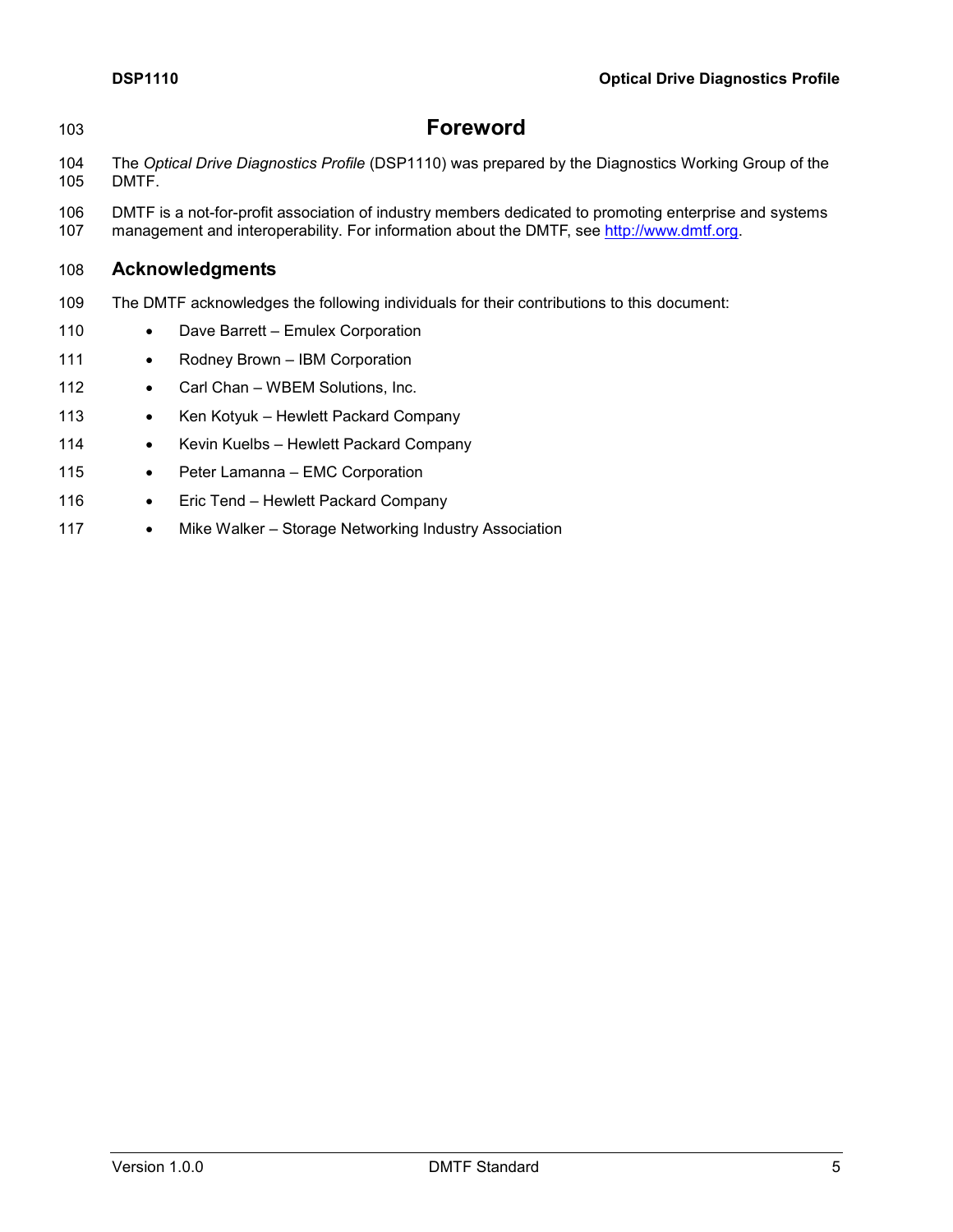# Foreword

The *Optical Drive Diagnostics Profile* (DSP1110) was prepared by the Diagnostics Working Group of the DMTF.

DMTF is a not-for-profit association of industry members dedicated to promoting enterprise and systems management and interoperability. For information about the DMTF, see http://www.dmtf.org.

## Acknowledgments

The DMTF acknowledges the following individuals for their contributions to this document:

- Dave Barrett – Emulex Corporation
- Rodney Brown – IBM Corporation
- Carl Chan – WBEM Solutions, Inc.
- Ken Kotyuk – Hewlett Packard Company
- Kevin Kuelbs – Hewlett Packard Company
- Peter Lamanna – EMC Corporation
- Eric Tend – Hewlett Packard Company
- Mike Walker – Storage Networking Industry Association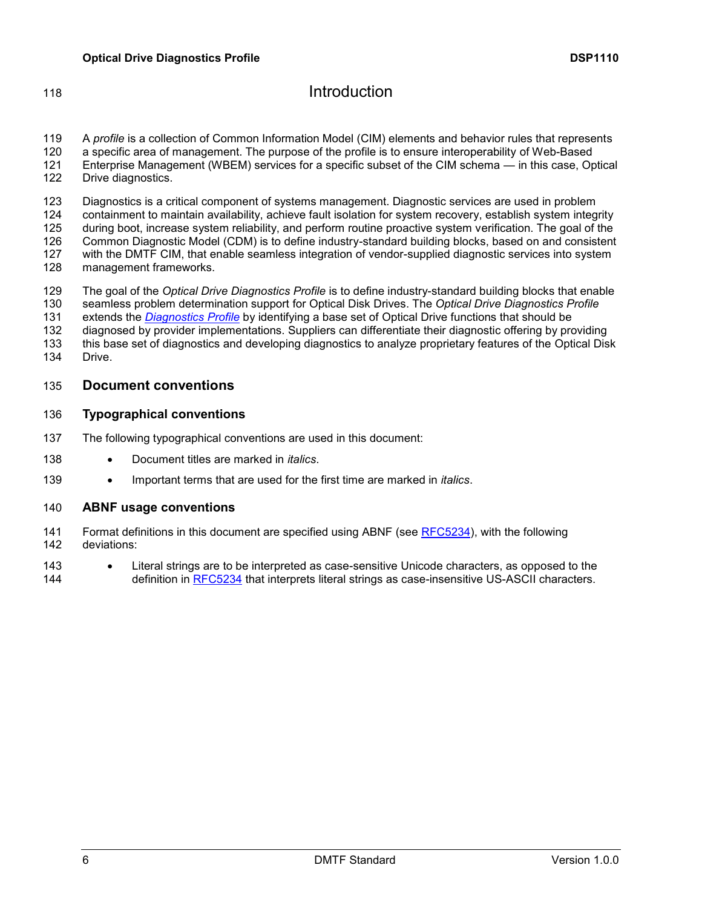# Introduction

A *profile* is a collection of Common Information Model (CIM) elements and behavior rules that represents a specific area of management. The purpose of the profile is to ensure interoperability of Web-Based Enterprise Management (WBEM) services for a specific subset of the CIM schema — in this case, Optical Drive diagnostics.

Diagnostics is a critical component of systems management. Diagnostic services are used in problem containment to maintain availability, achieve fault isolation for system recovery, establish system integrity during boot, increase system reliability, and perform routine proactive system verification. The goal of the Common Diagnostic Model (CDM) is to define industry-standard building blocks, based on and consistent with the DMTF CIM, that enable seamless integration of vendor-supplied diagnostic services into system management frameworks.

The goal of the *Optical Drive Diagnostics Profile* is to define industry-standard building blocks that enable seamless problem determination support for Optical Disk Drives. The *Optical Drive Diagnostics Profile* extends the *Diagnostics Profile* by identifying a base set of Optical Drive functions that should be diagnosed by provider implementations. Suppliers can differentiate their diagnostic offering by providing this base set of diagnostics and developing diagnostics to analyze proprietary features of the Optical Disk Drive.

## Document conventions

### Typographical conventions

The following typographical conventions are used in this document:

- Document titles are marked in *italics*.
- Important terms that are used for the first time are marked in *italics*.

### ABNF usage conventions

Format definitions in this document are specified using ABNF (see RFC5234), with the following deviations:

- Literal strings are to be interpreted as case-sensitive Unicode characters, as opposed to the definition in RFC5234 that interprets literal strings as case-insensitive US-ASCII characters.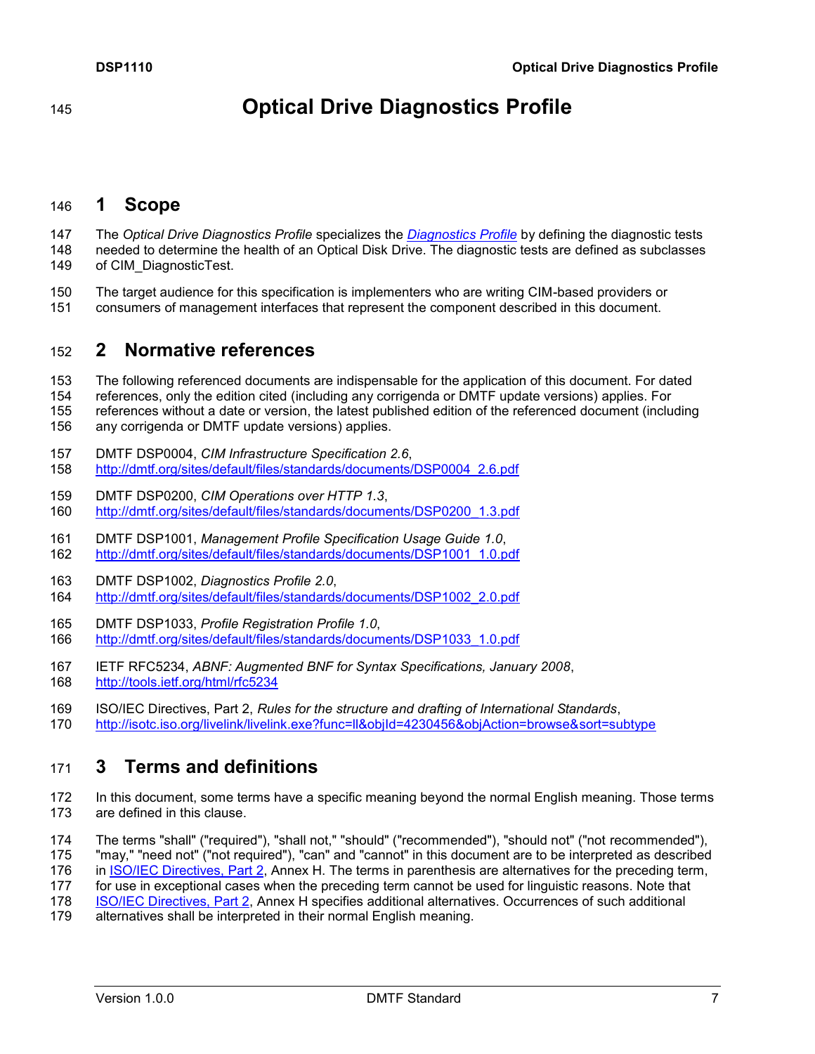# Optical Drive Diagnostics Profile

## 1 Scope

The *Optical Drive Diagnostics Profile* specializes the [*Diagnostics Profile*](http://dmtf.org/sites/default/files/standards/documents/DSP1002_2.0.pdf) by defining the diagnostic tests needed to determine the health of an Optical Disk Drive. The diagnostic tests are defined as subclasses of CIM_DiagnosticTest.

The target audience for this specification is implementers who are writing CIM-based providers or consumers of management interfaces that represent the component described in this document.

## 2 Normative references

The following referenced documents are indispensable for the application of this document. For dated references, only the edition cited (including any corrigenda or DMTF update versions) applies. For references without a date or version, the latest published edition of the referenced document (including any corrigenda or DMTF update versions) applies.

DMTF DSP0004, *CIM Infrastructure Specification 2.6*,
http://dmtf.org/sites/default/files/standards/documents/DSP0004_2.6.pdf

DMTF DSP0200, *CIM Operations over HTTP 1.3*,
http://dmtf.org/sites/default/files/standards/documents/DSP0200_1.3.pdf

DMTF DSP1001, *Management Profile Specification Usage Guide 1.0*,
http://dmtf.org/sites/default/files/standards/documents/DSP1001_1.0.pdf

DMTF DSP1002, *Diagnostics Profile 2.0*,
http://dmtf.org/sites/default/files/standards/documents/DSP1002_2.0.pdf

DMTF DSP1033, *Profile Registration Profile 1.0*,
http://dmtf.org/sites/default/files/standards/documents/DSP1033_1.0.pdf

IETF RFC5234, *ABNF: Augmented BNF for Syntax Specifications, January 2008*,
http://tools.ietf.org/html/rfc5234

ISO/IEC Directives, Part 2, *Rules for the structure and drafting of International Standards*,
http://isotc.iso.org/livelink/livelink.exe?func=ll&objId=4230456&objAction=browse&sort=subtype

## 3 Terms and definitions

In this document, some terms have a specific meaning beyond the normal English meaning. Those terms are defined in this clause.

The terms "shall" ("required"), "shall not," "should" ("recommended"), "should not" ("not recommended"), "may," "need not" ("not required"), "can" and "cannot" in this document are to be interpreted as described in ISO/IEC Directives, Part 2, Annex H. The terms in parenthesis are alternatives for the preceding term, for use in exceptional cases when the preceding term cannot be used for linguistic reasons. Note that ISO/IEC Directives, Part 2, Annex H specifies additional alternatives. Occurrences of such additional alternatives shall be interpreted in their normal English meaning.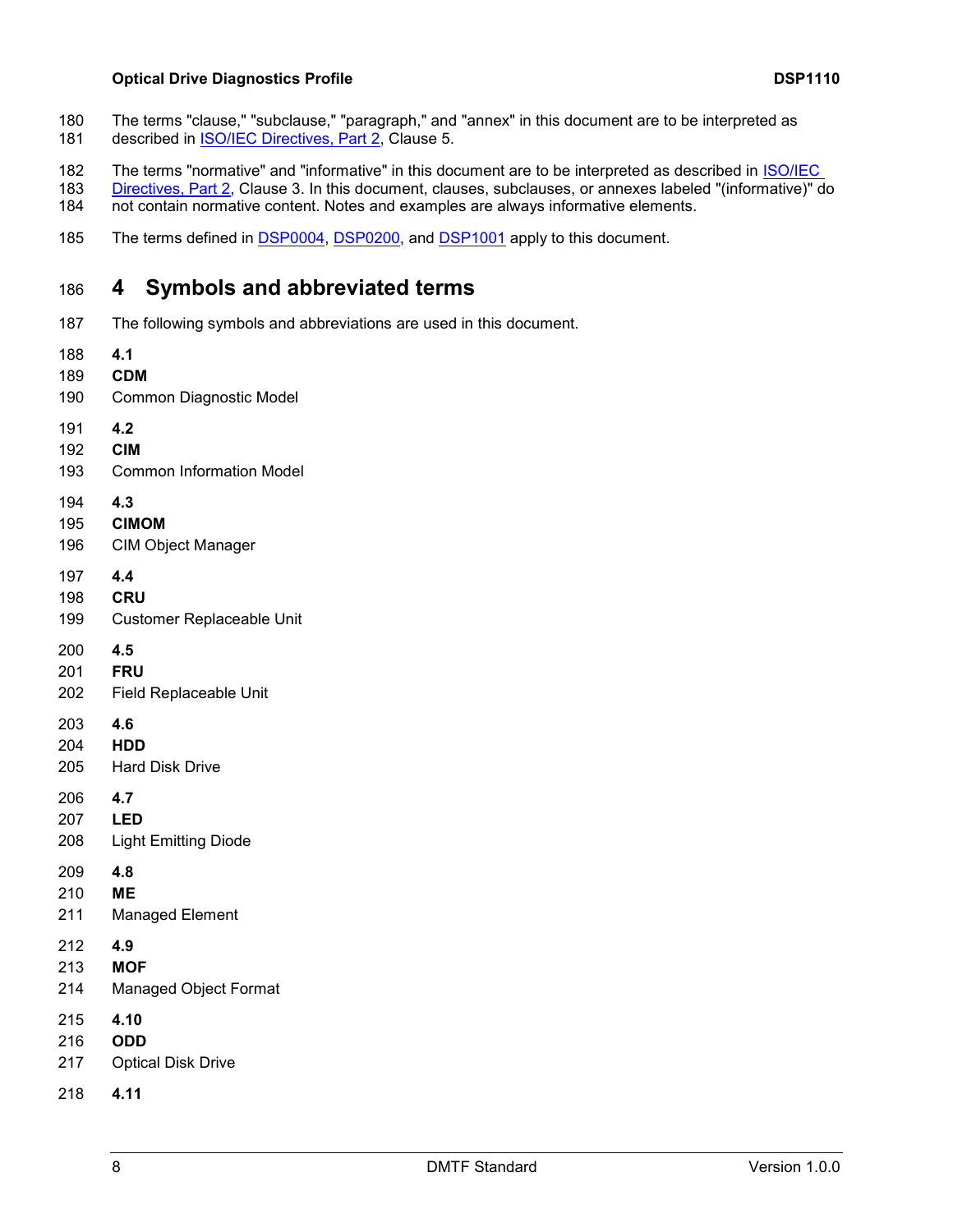The terms "clause," "subclause," "paragraph," and "annex" in this document are to be interpreted as described in ISO/IEC Directives, Part 2, Clause 5.

The terms "normative" and "informative" in this document are to be interpreted as described in ISO/IEC Directives, Part 2, Clause 3. In this document, clauses, subclauses, or annexes labeled "(informative)" do not contain normative content. Notes and examples are always informative elements.

The terms defined in DSP0004, DSP0200, and DSP1001 apply to this document.

# 4 Symbols and abbreviated terms

The following symbols and abbreviations are used in this document.

**4.1**

**CDM**

Common Diagnostic Model

**4.2**

**CIM**

Common Information Model

**4.3**

**CIMOM**

CIM Object Manager

**4.4**

**CRU**

Customer Replaceable Unit

**4.5**

**FRU**

Field Replaceable Unit

**4.6**

**HDD**

Hard Disk Drive

**4.7**

**LED**

Light Emitting Diode

**4.8**

**ME**

Managed Element

**4.9**

**MOF**

Managed Object Format

**4.10**

**ODD**

Optical Disk Drive

**4.11**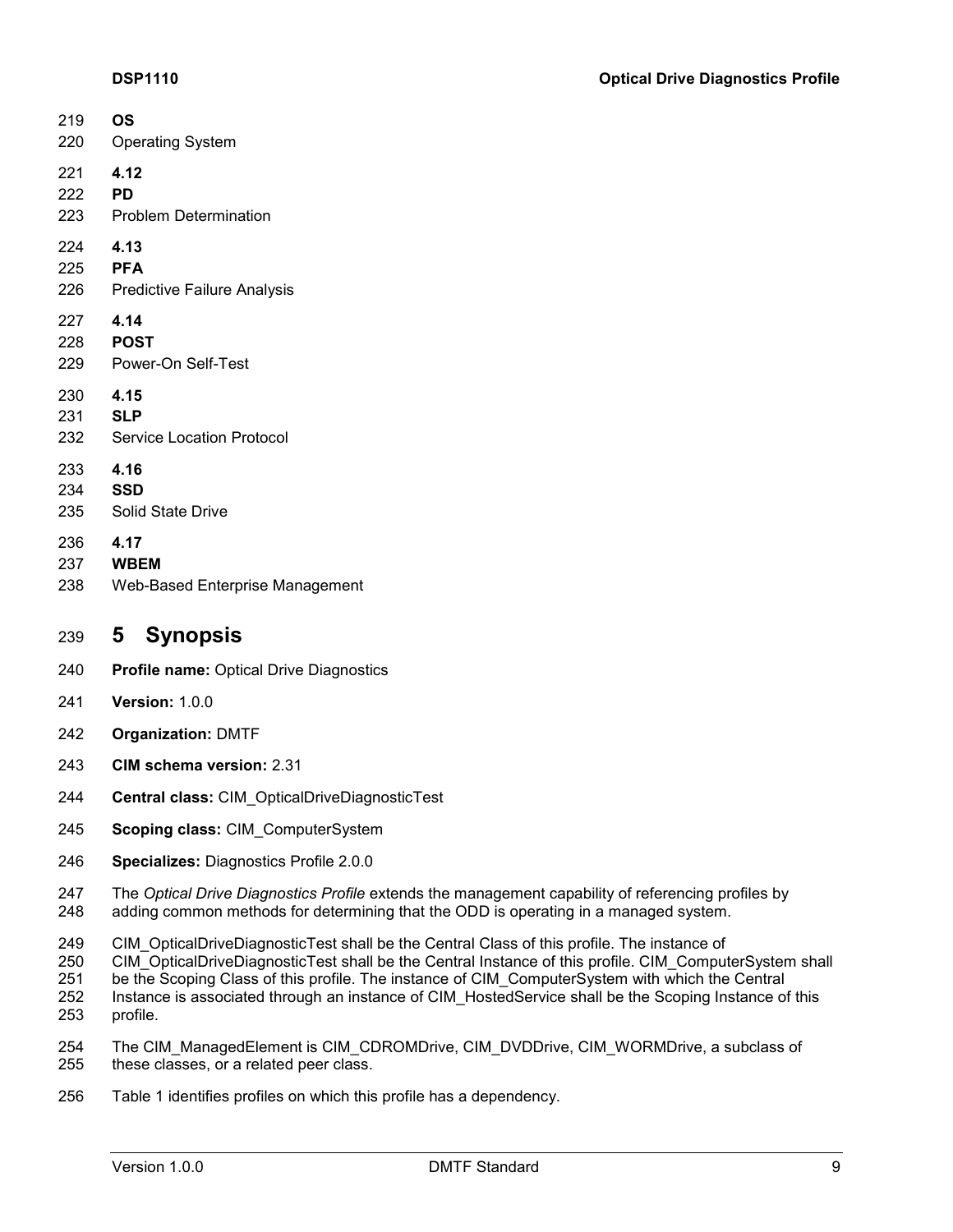**OS**

Operating System

**4.12**

**PD**

Problem Determination

**4.13**

**PFA**

Predictive Failure Analysis

**4.14**

**POST**

Power-On Self-Test

**4.15**

**SLP**

Service Location Protocol

**4.16**

**SSD**

Solid State Drive

**4.17**

**WBEM**

Web-Based Enterprise Management

# 5 Synopsis

**Profile name:** Optical Drive Diagnostics

**Version:** 1.0.0

**Organization:** DMTF

**CIM schema version:** 2.31

**Central class:** CIM_OpticalDriveDiagnosticTest

**Scoping class:** CIM_ComputerSystem

**Specializes:** Diagnostics Profile 2.0.0

The *Optical Drive Diagnostics Profile* extends the management capability of referencing profiles by adding common methods for determining that the ODD is operating in a managed system.

CIM_OpticalDriveDiagnosticTest shall be the Central Class of this profile. The instance of CIM_OpticalDriveDiagnosticTest shall be the Central Instance of this profile. CIM_ComputerSystem shall be the Scoping Class of this profile. The instance of CIM_ComputerSystem with which the Central Instance is associated through an instance of CIM_HostedService shall be the Scoping Instance of this profile.

The CIM_ManagedElement is CIM_CDROMDrive, CIM_DVDDrive, CIM_WORMDrive, a subclass of these classes, or a related peer class.

Table 1 identifies profiles on which this profile has a dependency.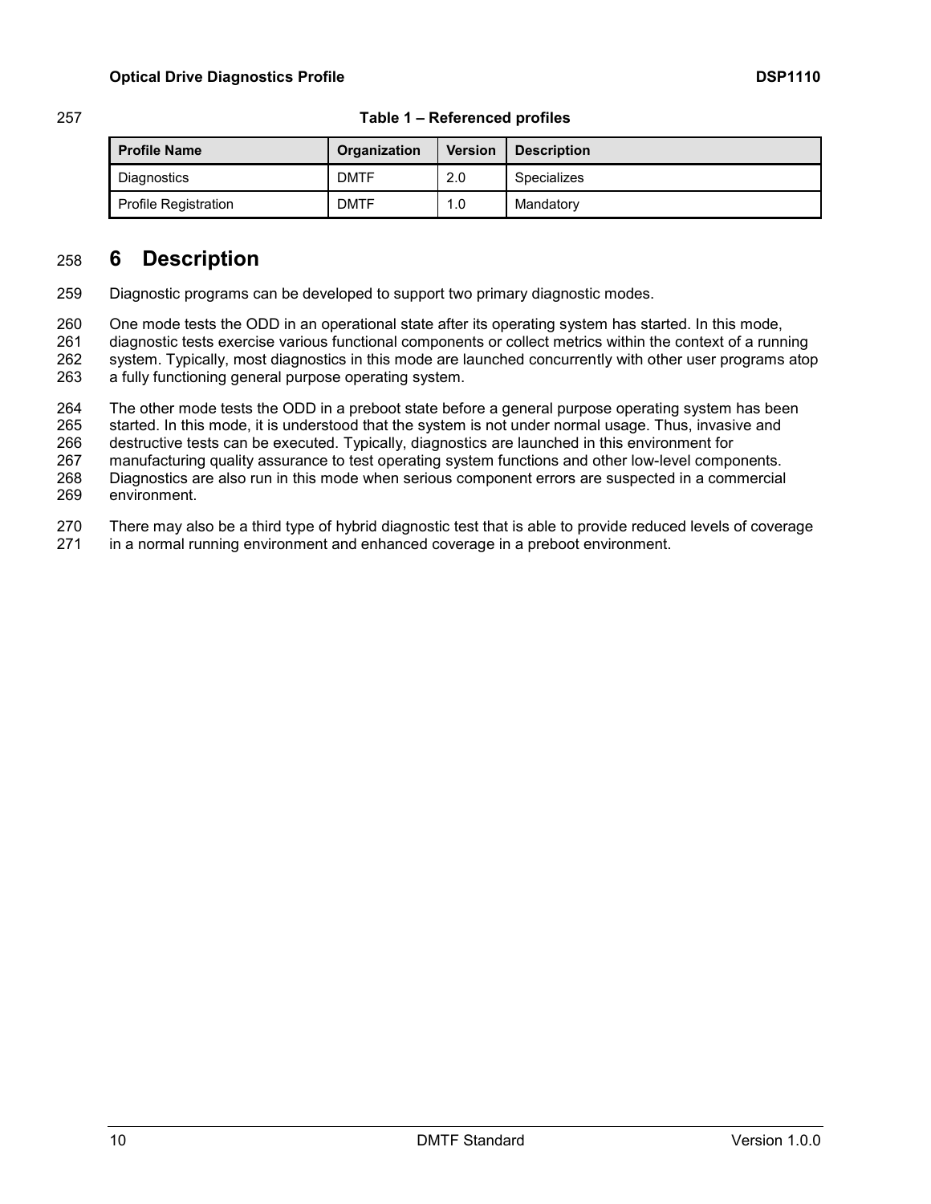**Table 1 – Referenced profiles**

| Profile Name | Organization | Version | Description |
|---|---|---|---|
| Diagnostics | DMTF | 2.0 | Specializes |
| Profile Registration | DMTF | 1.0 | Mandatory |

# 6 Description

Diagnostic programs can be developed to support two primary diagnostic modes.

One mode tests the ODD in an operational state after its operating system has started. In this mode, diagnostic tests exercise various functional components or collect metrics within the context of a running system. Typically, most diagnostics in this mode are launched concurrently with other user programs atop a fully functioning general purpose operating system.

The other mode tests the ODD in a preboot state before a general purpose operating system has been started. In this mode, it is understood that the system is not under normal usage. Thus, invasive and destructive tests can be executed. Typically, diagnostics are launched in this environment for manufacturing quality assurance to test operating system functions and other low-level components. Diagnostics are also run in this mode when serious component errors are suspected in a commercial environment.

There may also be a third type of hybrid diagnostic test that is able to provide reduced levels of coverage in a normal running environment and enhanced coverage in a preboot environment.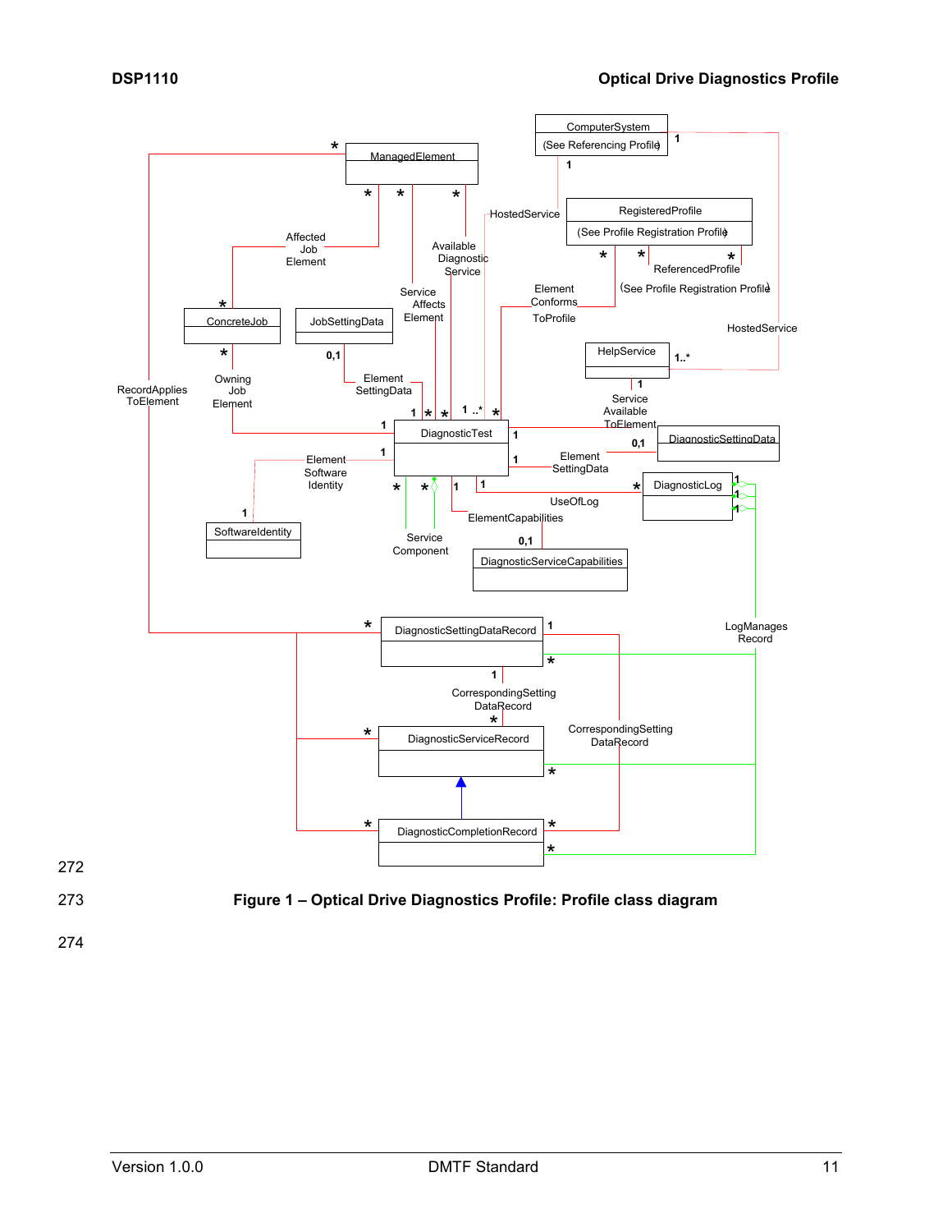**Figure 1 – Optical Drive Diagnostics Profile: Profile class diagram**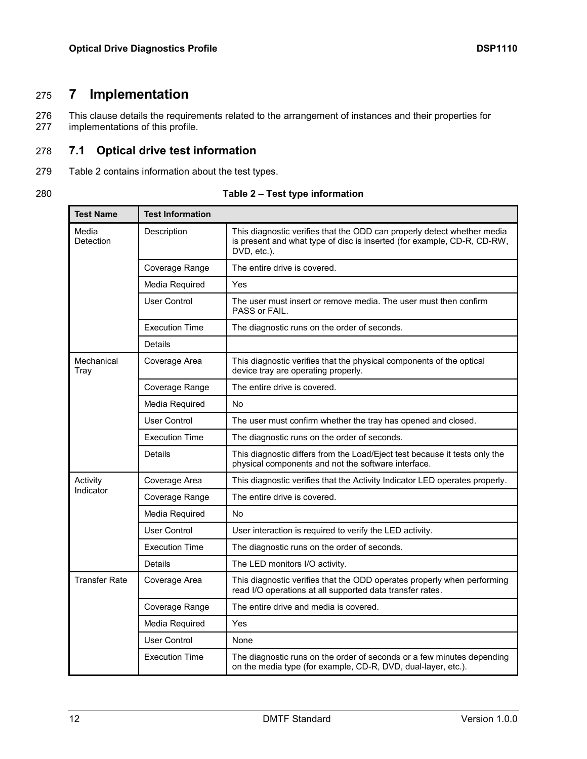# 7 Implementation

This clause details the requirements related to the arrangement of instances and their properties for implementations of this profile.

## 7.1 Optical drive test information

Table 2 contains information about the test types.

**Table 2 – Test type information**

| Test Name | Test Information | |
|---|---|---|
| Media Detection | Description | This diagnostic verifies that the ODD can properly detect whether media is present and what type of disc is inserted (for example, CD-R, CD-RW, DVD, etc.). |
| | Coverage Range | The entire drive is covered. |
| | Media Required | Yes |
| | User Control | The user must insert or remove media. The user must then confirm PASS or FAIL. |
| | Execution Time | The diagnostic runs on the order of seconds. |
| | Details | |
| Mechanical Tray | Coverage Area | This diagnostic verifies that the physical components of the optical device tray are operating properly. |
| | Coverage Range | The entire drive is covered. |
| | Media Required | No |
| | User Control | The user must confirm whether the tray has opened and closed. |
| | Execution Time | The diagnostic runs on the order of seconds. |
| | Details | This diagnostic differs from the Load/Eject test because it tests only the physical components and not the software interface. |
| Activity Indicator | Coverage Area | This diagnostic verifies that the Activity Indicator LED operates properly. |
| | Coverage Range | The entire drive is covered. |
| | Media Required | No |
| | User Control | User interaction is required to verify the LED activity. |
| | Execution Time | The diagnostic runs on the order of seconds. |
| | Details | The LED monitors I/O activity. |
| Transfer Rate | Coverage Area | This diagnostic verifies that the ODD operates properly when performing read I/O operations at all supported data transfer rates. |
| | Coverage Range | The entire drive and media is covered. |
| | Media Required | Yes |
| | User Control | None |
| | Execution Time | The diagnostic runs on the order of seconds or a few minutes depending on the media type (for example, CD-R, DVD, dual-layer, etc.). |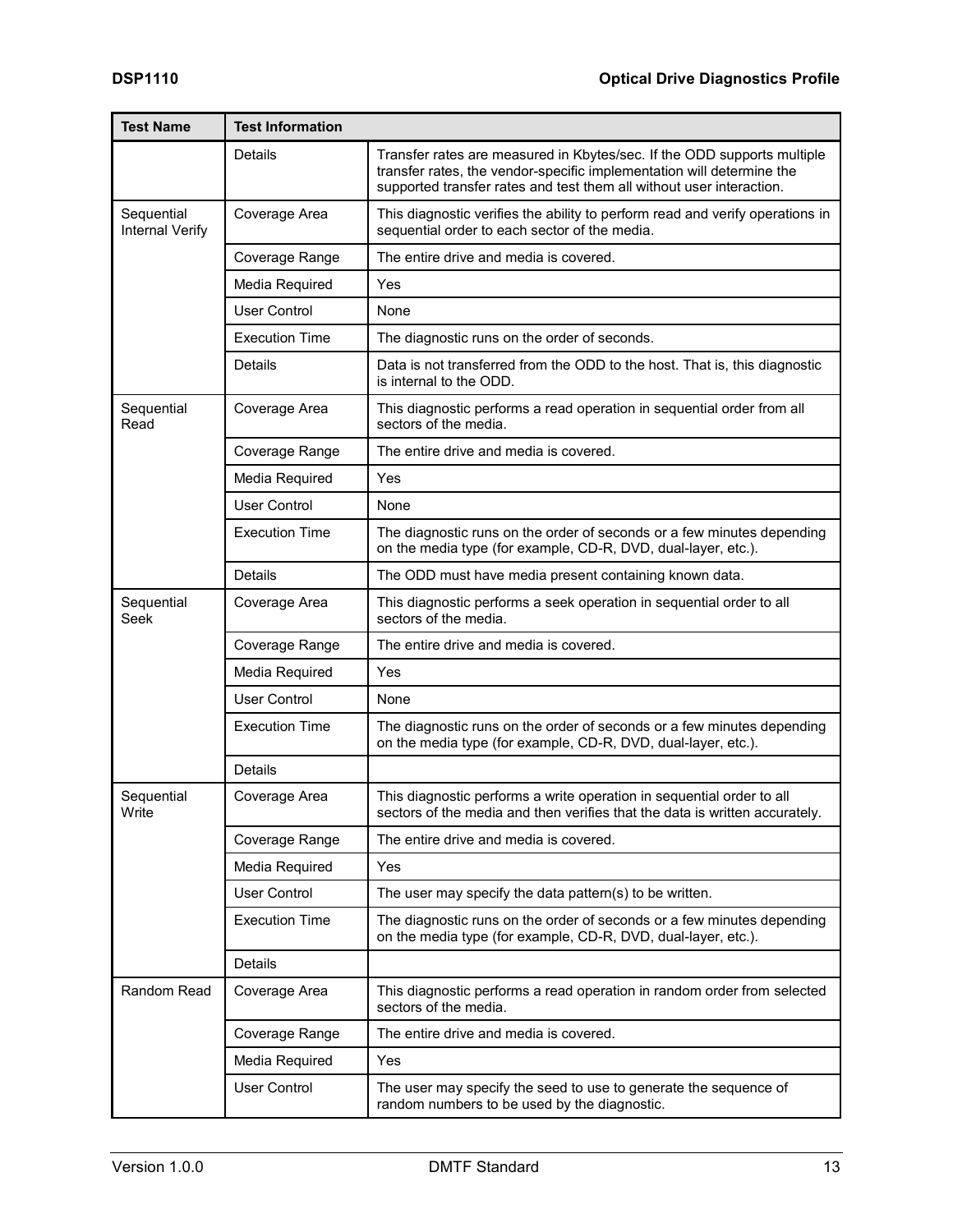| Test Name | Test Information | |
|---|---|---|
| | Details | Transfer rates are measured in Kbytes/sec. If the ODD supports multiple transfer rates, the vendor-specific implementation will determine the supported transfer rates and test them all without user interaction. |
| Sequential Internal Verify | Coverage Area | This diagnostic verifies the ability to perform read and verify operations in sequential order to each sector of the media. |
| | Coverage Range | The entire drive and media is covered. |
| | Media Required | Yes |
| | User Control | None |
| | Execution Time | The diagnostic runs on the order of seconds. |
| | Details | Data is not transferred from the ODD to the host. That is, this diagnostic is internal to the ODD. |
| Sequential Read | Coverage Area | This diagnostic performs a read operation in sequential order from all sectors of the media. |
| | Coverage Range | The entire drive and media is covered. |
| | Media Required | Yes |
| | User Control | None |
| | Execution Time | The diagnostic runs on the order of seconds or a few minutes depending on the media type (for example, CD-R, DVD, dual-layer, etc.). |
| | Details | The ODD must have media present containing known data. |
| Sequential Seek | Coverage Area | This diagnostic performs a seek operation in sequential order to all sectors of the media. |
| | Coverage Range | The entire drive and media is covered. |
| | Media Required | Yes |
| | User Control | None |
| | Execution Time | The diagnostic runs on the order of seconds or a few minutes depending on the media type (for example, CD-R, DVD, dual-layer, etc.). |
| | Details | |
| Sequential Write | Coverage Area | This diagnostic performs a write operation in sequential order to all sectors of the media and then verifies that the data is written accurately. |
| | Coverage Range | The entire drive and media is covered. |
| | Media Required | Yes |
| | User Control | The user may specify the data pattern(s) to be written. |
| | Execution Time | The diagnostic runs on the order of seconds or a few minutes depending on the media type (for example, CD-R, DVD, dual-layer, etc.). |
| | Details | |
| Random Read | Coverage Area | This diagnostic performs a read operation in random order from selected sectors of the media. |
| | Coverage Range | The entire drive and media is covered. |
| | Media Required | Yes |
| | User Control | The user may specify the seed to use to generate the sequence of random numbers to be used by the diagnostic. |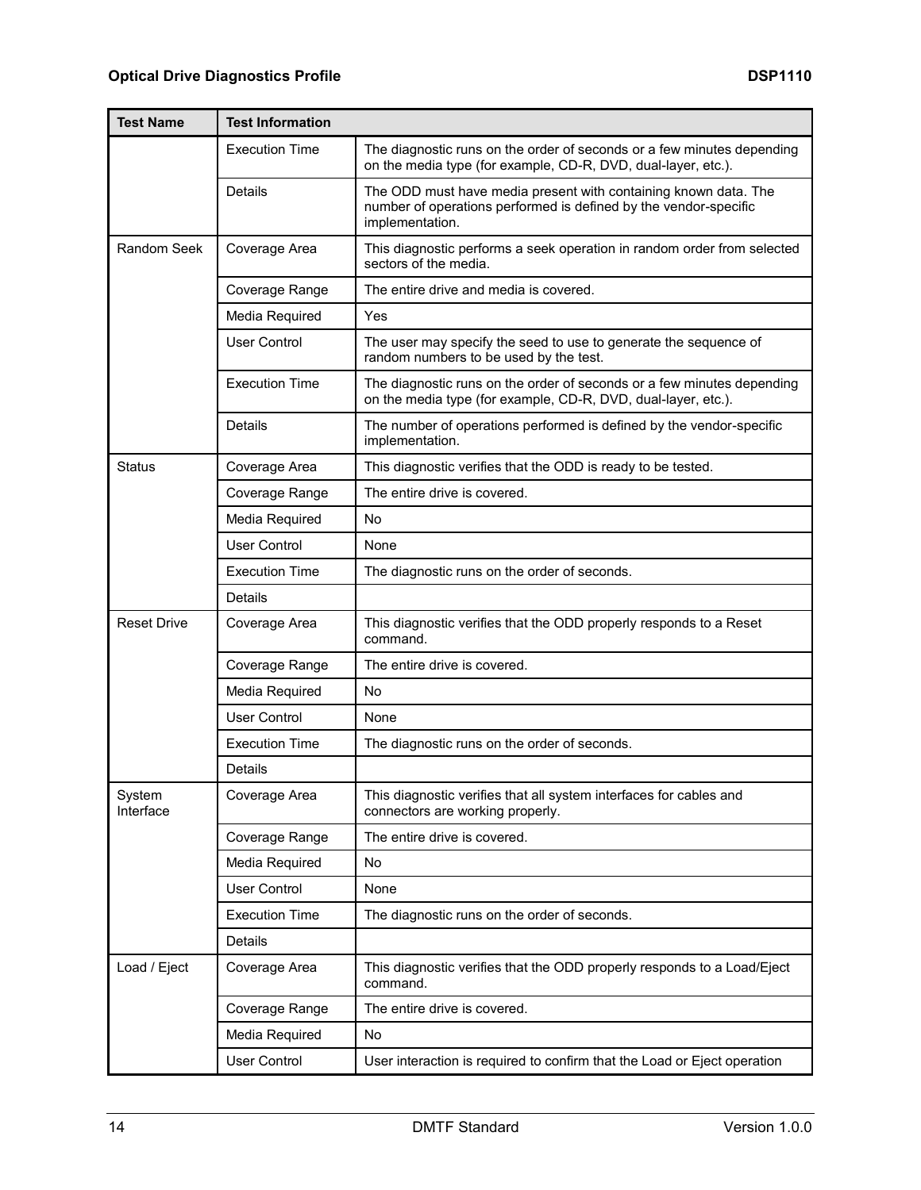| Test Name | Test Information | |
|---|---|---|
| | Execution Time | The diagnostic runs on the order of seconds or a few minutes depending on the media type (for example, CD-R, DVD, dual-layer, etc.). |
| | Details | The ODD must have media present with containing known data. The number of operations performed is defined by the vendor-specific implementation. |
| Random Seek | Coverage Area | This diagnostic performs a seek operation in random order from selected sectors of the media. |
| | Coverage Range | The entire drive and media is covered. |
| | Media Required | Yes |
| | User Control | The user may specify the seed to use to generate the sequence of random numbers to be used by the test. |
| | Execution Time | The diagnostic runs on the order of seconds or a few minutes depending on the media type (for example, CD-R, DVD, dual-layer, etc.). |
| | Details | The number of operations performed is defined by the vendor-specific implementation. |
| Status | Coverage Area | This diagnostic verifies that the ODD is ready to be tested. |
| | Coverage Range | The entire drive is covered. |
| | Media Required | No |
| | User Control | None |
| | Execution Time | The diagnostic runs on the order of seconds. |
| | Details | |
| Reset Drive | Coverage Area | This diagnostic verifies that the ODD properly responds to a Reset command. |
| | Coverage Range | The entire drive is covered. |
| | Media Required | No |
| | User Control | None |
| | Execution Time | The diagnostic runs on the order of seconds. |
| | Details | |
| System Interface | Coverage Area | This diagnostic verifies that all system interfaces for cables and connectors are working properly. |
| | Coverage Range | The entire drive is covered. |
| | Media Required | No |
| | User Control | None |
| | Execution Time | The diagnostic runs on the order of seconds. |
| | Details | |
| Load / Eject | Coverage Area | This diagnostic verifies that the ODD properly responds to a Load/Eject command. |
| | Coverage Range | The entire drive is covered. |
| | Media Required | No |
| | User Control | User interaction is required to confirm that the Load or Eject operation |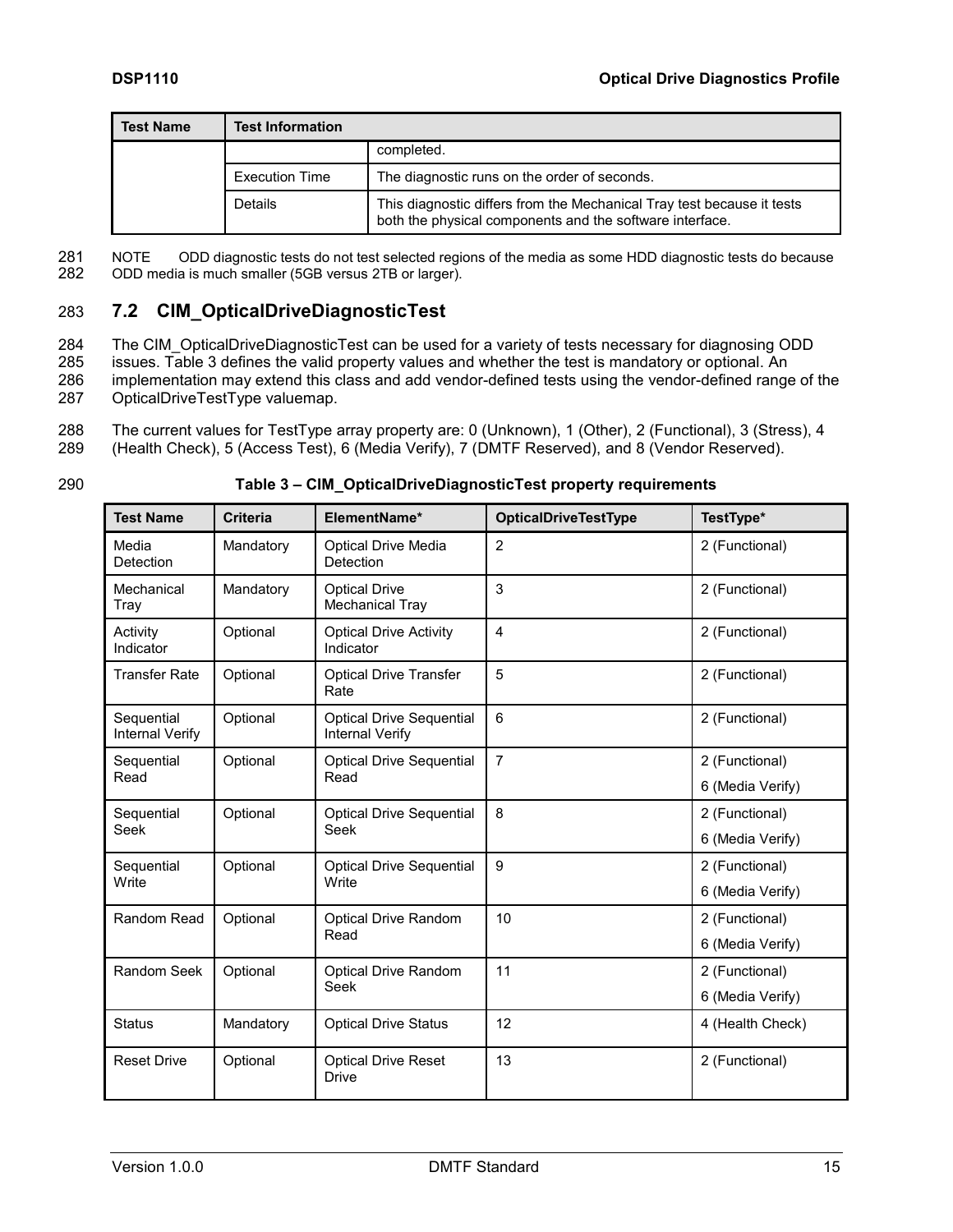| Test Name | Test Information | |
|---|---|---|
| | | completed. |
| | Execution Time | The diagnostic runs on the order of seconds. |
| | Details | This diagnostic differs from the Mechanical Tray test because it tests both the physical components and the software interface. |

NOTE ODD diagnostic tests do not test selected regions of the media as some HDD diagnostic tests do because ODD media is much smaller (5GB versus 2TB or larger).

## 7.2 CIM_OpticalDriveDiagnosticTest

The CIM_OpticalDriveDiagnosticTest can be used for a variety of tests necessary for diagnosing ODD issues. Table 3 defines the valid property values and whether the test is mandatory or optional. An implementation may extend this class and add vendor-defined tests using the vendor-defined range of the OpticalDriveTestType valuemap.

The current values for TestType array property are: 0 (Unknown), 1 (Other), 2 (Functional), 3 (Stress), 4 (Health Check), 5 (Access Test), 6 (Media Verify), 7 (DMTF Reserved), and 8 (Vendor Reserved).

**Table 3 – CIM_OpticalDriveDiagnosticTest property requirements**

| Test Name | Criteria | ElementName* | OpticalDriveTestType | TestType* |
|---|---|---|---|---|
| Media Detection | Mandatory | Optical Drive Media Detection | 2 | 2 (Functional) |
| Mechanical Tray | Mandatory | Optical Drive Mechanical Tray | 3 | 2 (Functional) |
| Activity Indicator | Optional | Optical Drive Activity Indicator | 4 | 2 (Functional) |
| Transfer Rate | Optional | Optical Drive Transfer Rate | 5 | 2 (Functional) |
| Sequential Internal Verify | Optional | Optical Drive Sequential Internal Verify | 6 | 2 (Functional) |
| Sequential Read | Optional | Optical Drive Sequential Read | 7 | 2 (Functional)<br>6 (Media Verify) |
| Sequential Seek | Optional | Optical Drive Sequential Seek | 8 | 2 (Functional)<br>6 (Media Verify) |
| Sequential Write | Optional | Optical Drive Sequential Write | 9 | 2 (Functional)<br>6 (Media Verify) |
| Random Read | Optional | Optical Drive Random Read | 10 | 2 (Functional)<br>6 (Media Verify) |
| Random Seek | Optional | Optical Drive Random Seek | 11 | 2 (Functional)<br>6 (Media Verify) |
| Status | Mandatory | Optical Drive Status | 12 | 4 (Health Check) |
| Reset Drive | Optional | Optical Drive Reset Drive | 13 | 2 (Functional) |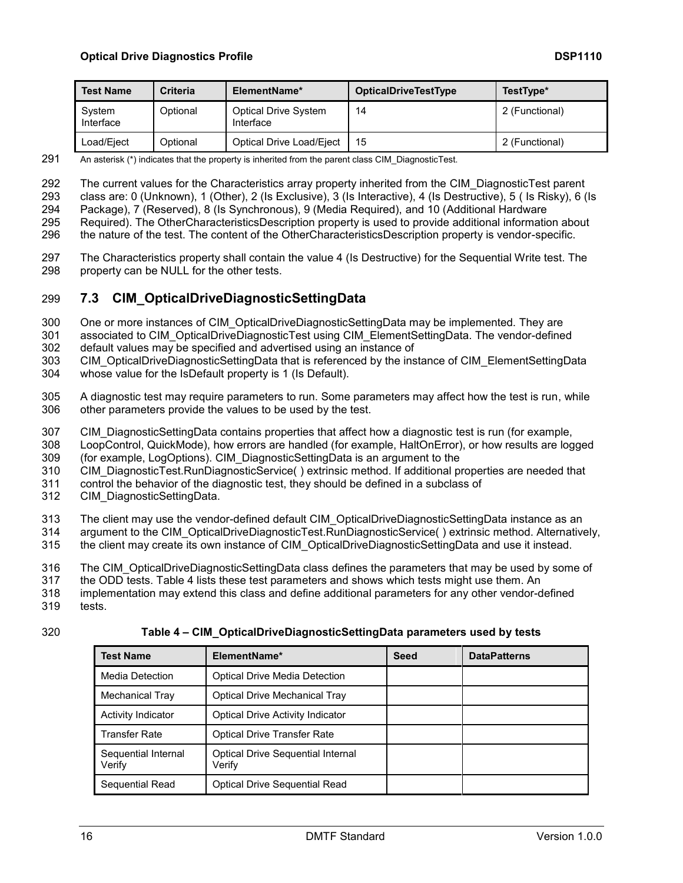| Test Name | Criteria | ElementName* | OpticalDriveTestType | TestType* |
|---|---|---|---|---|
| System Interface | Optional | Optical Drive System Interface | 14 | 2 (Functional) |
| Load/Eject | Optional | Optical Drive Load/Eject | 15 | 2 (Functional) |

An asterisk (*) indicates that the property is inherited from the parent class CIM_DiagnosticTest.

The current values for the Characteristics array property inherited from the CIM_DiagnosticTest parent class are: 0 (Unknown), 1 (Other), 2 (Is Exclusive), 3 (Is Interactive), 4 (Is Destructive), 5 ( Is Risky), 6 (Is Package), 7 (Reserved), 8 (Is Synchronous), 9 (Media Required), and 10 (Additional Hardware Required). The OtherCharacteristicsDescription property is used to provide additional information about the nature of the test. The content of the OtherCharacteristicsDescription property is vendor-specific.

The Characteristics property shall contain the value 4 (Is Destructive) for the Sequential Write test. The property can be NULL for the other tests.

## 7.3 CIM_OpticalDriveDiagnosticSettingData

One or more instances of CIM_OpticalDriveDiagnosticSettingData may be implemented. They are associated to CIM_OpticalDriveDiagnosticTest using CIM_ElementSettingData. The vendor-defined default values may be specified and advertised using an instance of CIM_OpticalDriveDiagnosticSettingData that is referenced by the instance of CIM_ElementSettingData whose value for the IsDefault property is 1 (Is Default).

A diagnostic test may require parameters to run. Some parameters may affect how the test is run, while other parameters provide the values to be used by the test.

CIM_DiagnosticSettingData contains properties that affect how a diagnostic test is run (for example, LoopControl, QuickMode), how errors are handled (for example, HaltOnError), or how results are logged (for example, LogOptions). CIM_DiagnosticSettingData is an argument to the CIM_DiagnosticTest.RunDiagnosticService( ) extrinsic method. If additional properties are needed that control the behavior of the diagnostic test, they should be defined in a subclass of CIM_DiagnosticSettingData.

The client may use the vendor-defined default CIM_OpticalDriveDiagnosticSettingData instance as an argument to the CIM_OpticalDriveDiagnosticTest.RunDiagnosticService( ) extrinsic method. Alternatively, the client may create its own instance of CIM_OpticalDriveDiagnosticSettingData and use it instead.

The CIM_OpticalDriveDiagnosticSettingData class defines the parameters that may be used by some of the ODD tests. Table 4 lists these test parameters and shows which tests might use them. An implementation may extend this class and define additional parameters for any other vendor-defined tests.

**Table 4 – CIM_OpticalDriveDiagnosticSettingData parameters used by tests**

| Test Name | ElementName* | Seed | DataPatterns |
|---|---|---|---|
| Media Detection | Optical Drive Media Detection | | |
| Mechanical Tray | Optical Drive Mechanical Tray | | |
| Activity Indicator | Optical Drive Activity Indicator | | |
| Transfer Rate | Optical Drive Transfer Rate | | |
| Sequential Internal Verify | Optical Drive Sequential Internal Verify | | |
| Sequential Read | Optical Drive Sequential Read | | |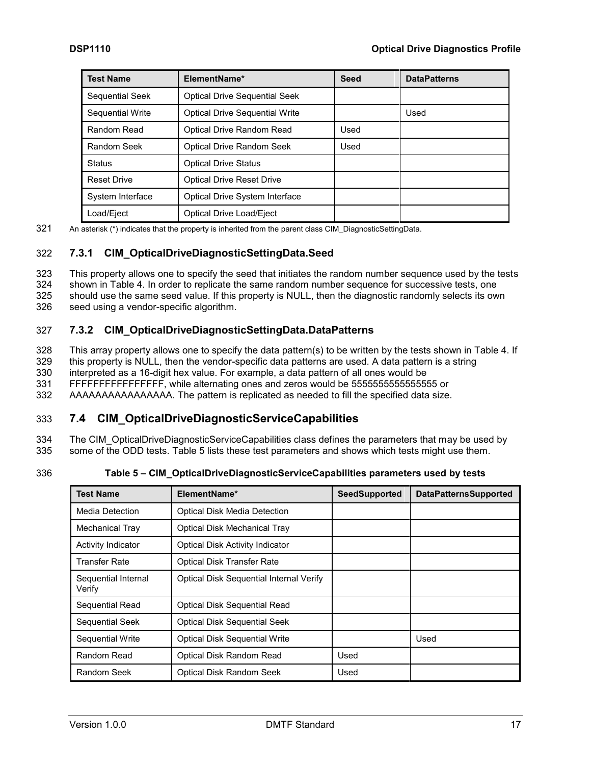| Test Name | ElementName* | Seed | DataPatterns |
|---|---|---|---|
| Sequential Seek | Optical Drive Sequential Seek | | |
| Sequential Write | Optical Drive Sequential Write | | Used |
| Random Read | Optical Drive Random Read | Used | |
| Random Seek | Optical Drive Random Seek | Used | |
| Status | Optical Drive Status | | |
| Reset Drive | Optical Drive Reset Drive | | |
| System Interface | Optical Drive System Interface | | |
| Load/Eject | Optical Drive Load/Eject | | |

An asterisk (*) indicates that the property is inherited from the parent class CIM_DiagnosticSettingData.

### 7.3.1 CIM_OpticalDriveDiagnosticSettingData.Seed

This property allows one to specify the seed that initiates the random number sequence used by the tests shown in Table 4. In order to replicate the same random number sequence for successive tests, one should use the same seed value. If this property is NULL, then the diagnostic randomly selects its own seed using a vendor-specific algorithm.

### 7.3.2 CIM_OpticalDriveDiagnosticSettingData.DataPatterns

This array property allows one to specify the data pattern(s) to be written by the tests shown in Table 4. If this property is NULL, then the vendor-specific data patterns are used. A data pattern is a string interpreted as a 16-digit hex value. For example, a data pattern of all ones would be FFFFFFFFFFFFFFFF, while alternating ones and zeros would be 5555555555555555 or AAAAAAAAAAAAAAAA. The pattern is replicated as needed to fill the specified data size.

## 7.4 CIM_OpticalDriveDiagnosticServiceCapabilities

The CIM_OpticalDriveDiagnosticServiceCapabilities class defines the parameters that may be used by some of the ODD tests. Table 5 lists these test parameters and shows which tests might use them.

**Table 5 – CIM_OpticalDriveDiagnosticServiceCapabilities parameters used by tests**

| Test Name | ElementName* | SeedSupported | DataPatternsSupported |
|---|---|---|---|
| Media Detection | Optical Disk Media Detection | | |
| Mechanical Tray | Optical Disk Mechanical Tray | | |
| Activity Indicator | Optical Disk Activity Indicator | | |
| Transfer Rate | Optical Disk Transfer Rate | | |
| Sequential Internal Verify | Optical Disk Sequential Internal Verify | | |
| Sequential Read | Optical Disk Sequential Read | | |
| Sequential Seek | Optical Disk Sequential Seek | | |
| Sequential Write | Optical Disk Sequential Write | | Used |
| Random Read | Optical Disk Random Read | Used | |
| Random Seek | Optical Disk Random Seek | Used | |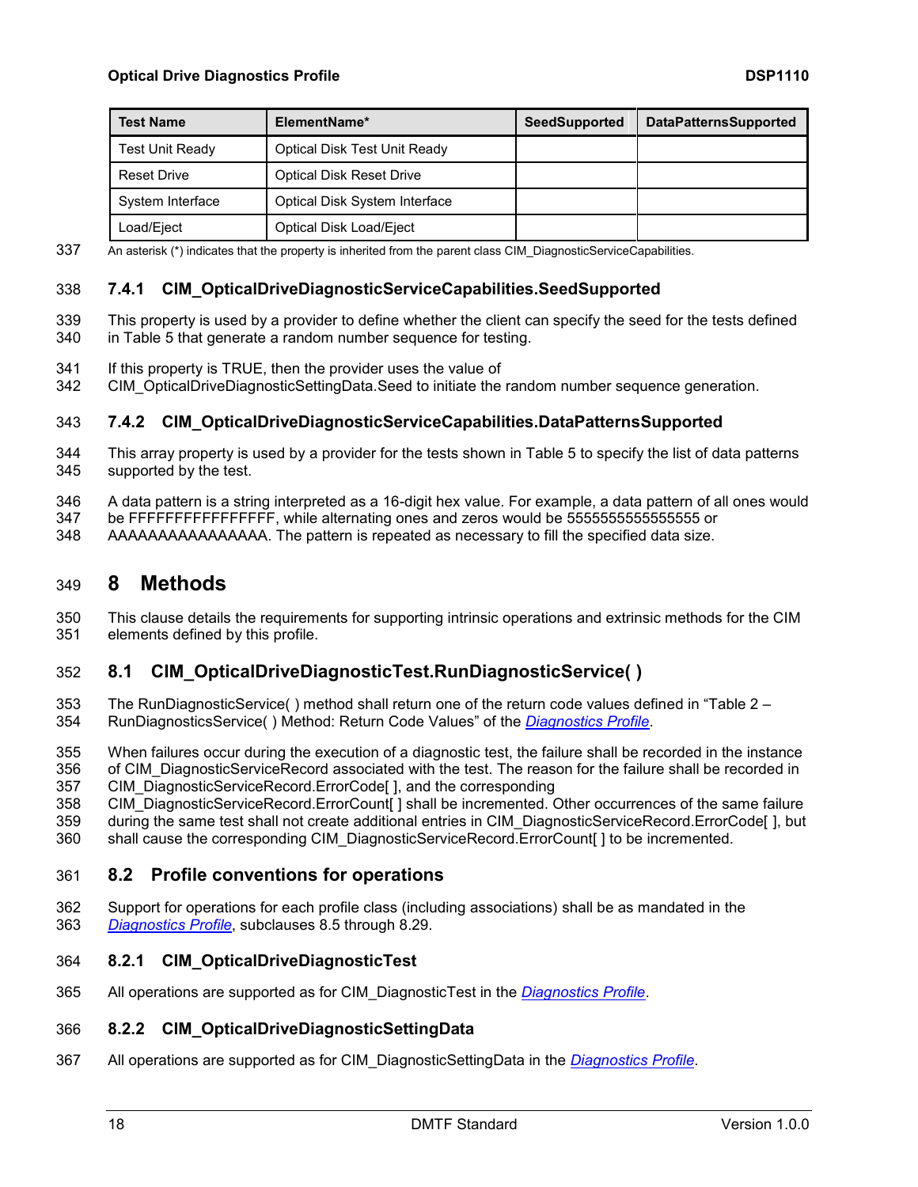| Test Name | ElementName* | SeedSupported | DataPatternsSupported |
|---|---|---|---|
| Test Unit Ready | Optical Disk Test Unit Ready | | |
| Reset Drive | Optical Disk Reset Drive | | |
| System Interface | Optical Disk System Interface | | |
| Load/Eject | Optical Disk Load/Eject | | |

An asterisk (*) indicates that the property is inherited from the parent class CIM_DiagnosticServiceCapabilities.

### 7.4.1 CIM_OpticalDriveDiagnosticServiceCapabilities.SeedSupported

This property is used by a provider to define whether the client can specify the seed for the tests defined in Table 5 that generate a random number sequence for testing.

If this property is TRUE, then the provider uses the value of CIM_OpticalDriveDiagnosticSettingData.Seed to initiate the random number sequence generation.

### 7.4.2 CIM_OpticalDriveDiagnosticServiceCapabilities.DataPatternsSupported

This array property is used by a provider for the tests shown in Table 5 to specify the list of data patterns supported by the test.

A data pattern is a string interpreted as a 16-digit hex value. For example, a data pattern of all ones would be FFFFFFFFFFFFFFFF, while alternating ones and zeros would be 5555555555555555 or AAAAAAAAAAAAAAAA. The pattern is repeated as necessary to fill the specified data size.

# 8 Methods

This clause details the requirements for supporting intrinsic operations and extrinsic methods for the CIM elements defined by this profile.

## 8.1 CIM_OpticalDriveDiagnosticTest.RunDiagnosticService( )

The RunDiagnosticService( ) method shall return one of the return code values defined in "Table 2 – RunDiagnosticsService( ) Method: Return Code Values" of the *Diagnostics Profile*.

When failures occur during the execution of a diagnostic test, the failure shall be recorded in the instance of CIM_DiagnosticServiceRecord associated with the test. The reason for the failure shall be recorded in CIM_DiagnosticServiceRecord.ErrorCode[ ], and the corresponding CIM_DiagnosticServiceRecord.ErrorCount[ ] shall be incremented. Other occurrences of the same failure during the same test shall not create additional entries in CIM_DiagnosticServiceRecord.ErrorCode[ ], but shall cause the corresponding CIM_DiagnosticServiceRecord.ErrorCount[ ] to be incremented.

## 8.2 Profile conventions for operations

Support for operations for each profile class (including associations) shall be as mandated in the *Diagnostics Profile*, subclauses 8.5 through 8.29.

### 8.2.1 CIM_OpticalDriveDiagnosticTest

All operations are supported as for CIM_DiagnosticTest in the *Diagnostics Profile*.

### 8.2.2 CIM_OpticalDriveDiagnosticSettingData

All operations are supported as for CIM_DiagnosticSettingData in the *Diagnostics Profile*.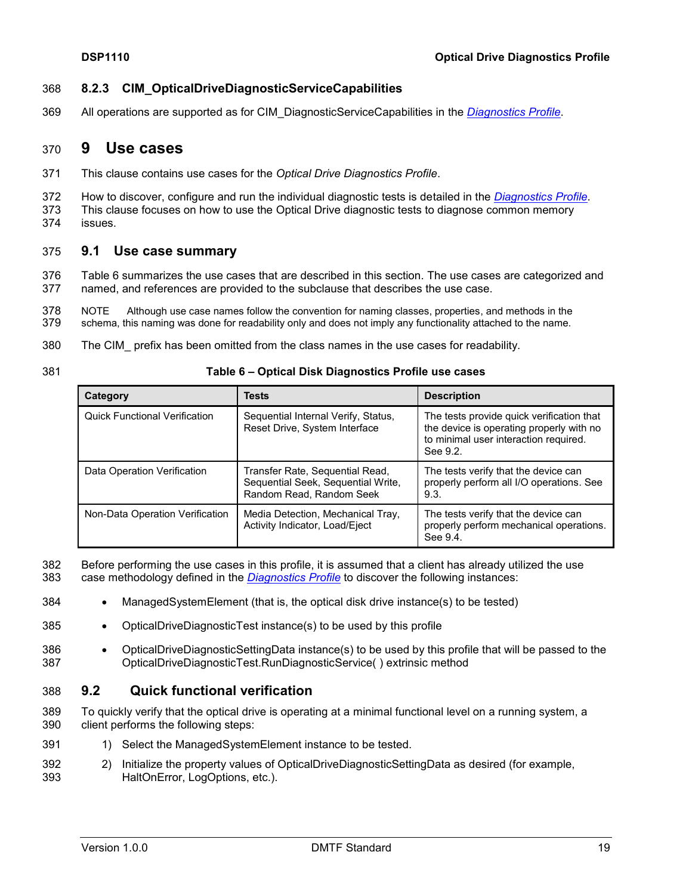### 8.2.3 CIM_OpticalDriveDiagnosticServiceCapabilities

All operations are supported as for CIM_DiagnosticServiceCapabilities in the *Diagnostics Profile*.

# 9 Use cases

This clause contains use cases for the *Optical Drive Diagnostics Profile*.

How to discover, configure and run the individual diagnostic tests is detailed in the *Diagnostics Profile*. This clause focuses on how to use the Optical Drive diagnostic tests to diagnose common memory issues.

## 9.1 Use case summary

Table 6 summarizes the use cases that are described in this section. The use cases are categorized and named, and references are provided to the subclause that describes the use case.

NOTE Although use case names follow the convention for naming classes, properties, and methods in the schema, this naming was done for readability only and does not imply any functionality attached to the name.

The CIM_ prefix has been omitted from the class names in the use cases for readability.

**Table 6 – Optical Disk Diagnostics Profile use cases**

| Category | Tests | Description |
|---|---|---|
| Quick Functional Verification | Sequential Internal Verify, Status, Reset Drive, System Interface | The tests provide quick verification that the device is operating properly with no to minimal user interaction required. See 9.2. |
| Data Operation Verification | Transfer Rate, Sequential Read, Sequential Seek, Sequential Write, Random Read, Random Seek | The tests verify that the device can properly perform all I/O operations. See 9.3. |
| Non-Data Operation Verification | Media Detection, Mechanical Tray, Activity Indicator, Load/Eject | The tests verify that the device can properly perform mechanical operations. See 9.4. |

Before performing the use cases in this profile, it is assumed that a client has already utilized the use case methodology defined in the *Diagnostics Profile* to discover the following instances:

- ManagedSystemElement (that is, the optical disk drive instance(s) to be tested)
- OpticalDriveDiagnosticTest instance(s) to be used by this profile
- OpticalDriveDiagnosticSettingData instance(s) to be used by this profile that will be passed to the OpticalDriveDiagnosticTest.RunDiagnosticService( ) extrinsic method

## 9.2 Quick functional verification

To quickly verify that the optical drive is operating at a minimal functional level on a running system, a client performs the following steps:

1) Select the ManagedSystemElement instance to be tested.
2) Initialize the property values of OpticalDriveDiagnosticSettingData as desired (for example, HaltOnError, LogOptions, etc.).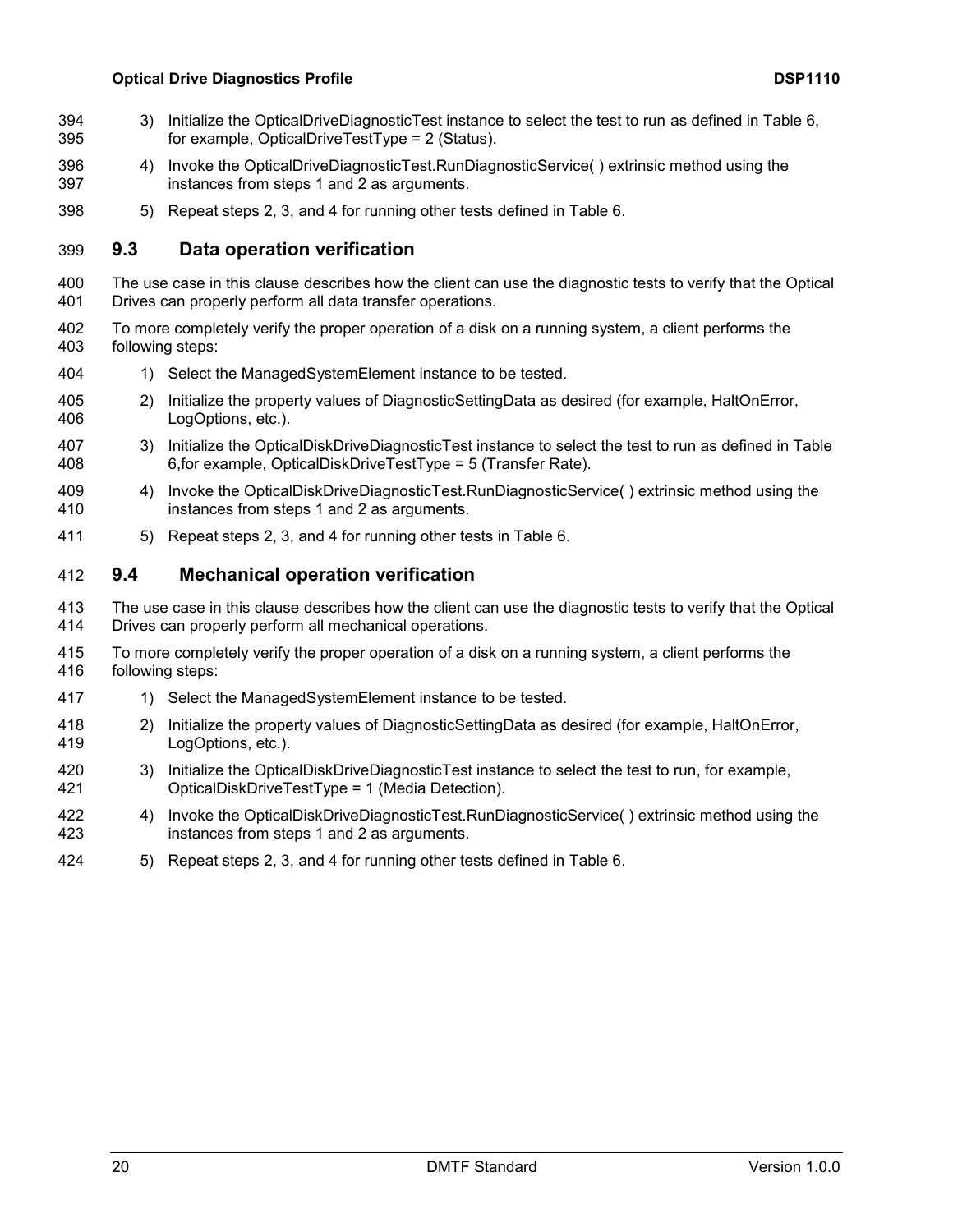3) Initialize the OpticalDriveDiagnosticTest instance to select the test to run as defined in Table 6, for example, OpticalDriveTestType = 2 (Status).
4) Invoke the OpticalDriveDiagnosticTest.RunDiagnosticService( ) extrinsic method using the instances from steps 1 and 2 as arguments.
5) Repeat steps 2, 3, and 4 for running other tests defined in Table 6.

## 9.3 Data operation verification

The use case in this clause describes how the client can use the diagnostic tests to verify that the Optical Drives can properly perform all data transfer operations.

To more completely verify the proper operation of a disk on a running system, a client performs the following steps:

1) Select the ManagedSystemElement instance to be tested.
2) Initialize the property values of DiagnosticSettingData as desired (for example, HaltOnError, LogOptions, etc.).
3) Initialize the OpticalDiskDriveDiagnosticTest instance to select the test to run as defined in Table 6,for example, OpticalDiskDriveTestType = 5 (Transfer Rate).
4) Invoke the OpticalDiskDriveDiagnosticTest.RunDiagnosticService( ) extrinsic method using the instances from steps 1 and 2 as arguments.
5) Repeat steps 2, 3, and 4 for running other tests in Table 6.

## 9.4 Mechanical operation verification

The use case in this clause describes how the client can use the diagnostic tests to verify that the Optical Drives can properly perform all mechanical operations.

To more completely verify the proper operation of a disk on a running system, a client performs the following steps:

1) Select the ManagedSystemElement instance to be tested.
2) Initialize the property values of DiagnosticSettingData as desired (for example, HaltOnError, LogOptions, etc.).
3) Initialize the OpticalDiskDriveDiagnosticTest instance to select the test to run, for example, OpticalDiskDriveTestType = 1 (Media Detection).
4) Invoke the OpticalDiskDriveDiagnosticTest.RunDiagnosticService( ) extrinsic method using the instances from steps 1 and 2 as arguments.
5) Repeat steps 2, 3, and 4 for running other tests defined in Table 6.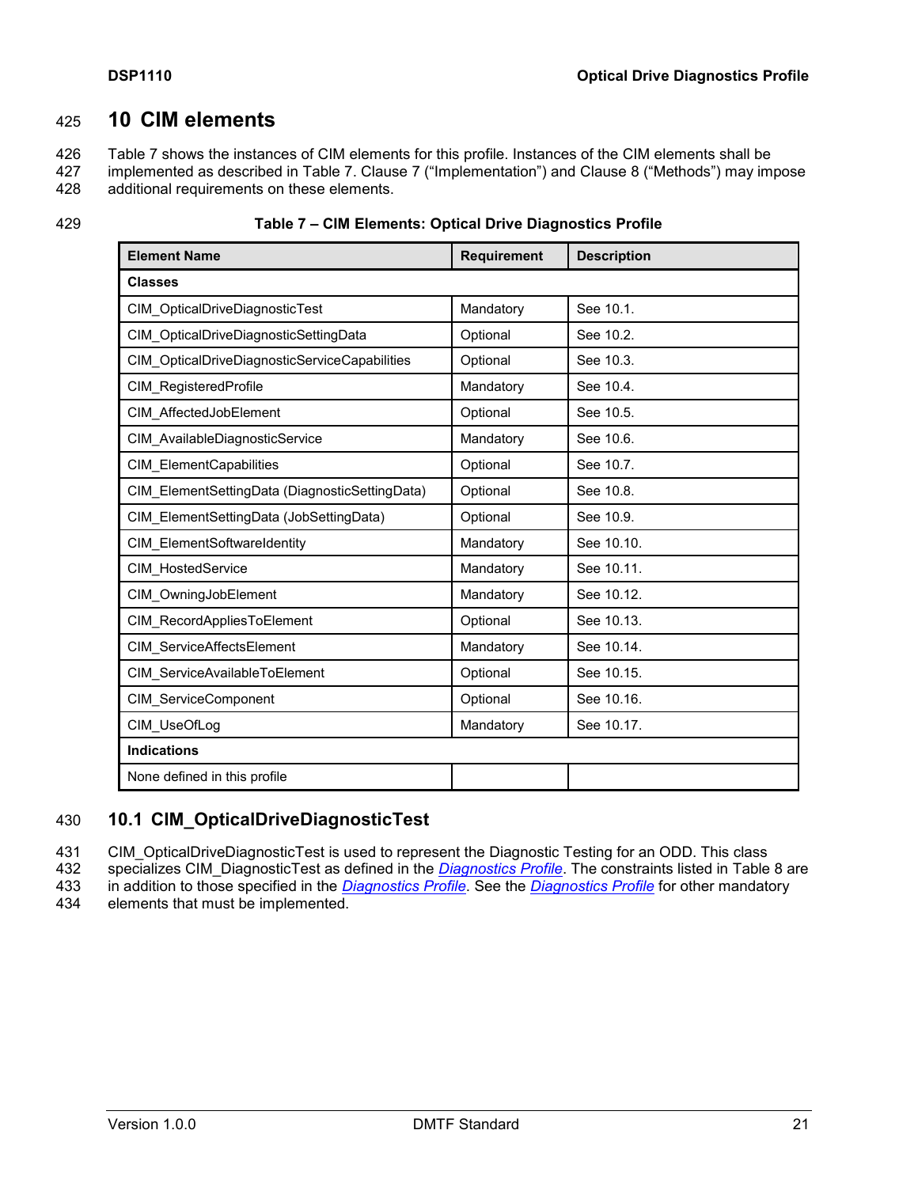# 10 CIM elements

Table 7 shows the instances of CIM elements for this profile. Instances of the CIM elements shall be implemented as described in Table 7. Clause 7 ("Implementation") and Clause 8 ("Methods") may impose additional requirements on these elements.

**Table 7 – CIM Elements: Optical Drive Diagnostics Profile**

| Element Name | Requirement | Description |
|---|---|---|
| **Classes** | | |
| CIM_OpticalDriveDiagnosticTest | Mandatory | See 10.1. |
| CIM_OpticalDriveDiagnosticSettingData | Optional | See 10.2. |
| CIM_OpticalDriveDiagnosticServiceCapabilities | Optional | See 10.3. |
| CIM_RegisteredProfile | Mandatory | See 10.4. |
| CIM_AffectedJobElement | Optional | See 10.5. |
| CIM_AvailableDiagnosticService | Mandatory | See 10.6. |
| CIM_ElementCapabilities | Optional | See 10.7. |
| CIM_ElementSettingData (DiagnosticSettingData) | Optional | See 10.8. |
| CIM_ElementSettingData (JobSettingData) | Optional | See 10.9. |
| CIM_ElementSoftwareIdentity | Mandatory | See 10.10. |
| CIM_HostedService | Mandatory | See 10.11. |
| CIM_OwningJobElement | Mandatory | See 10.12. |
| CIM_RecordAppliesToElement | Optional | See 10.13. |
| CIM_ServiceAffectsElement | Mandatory | See 10.14. |
| CIM_ServiceAvailableToElement | Optional | See 10.15. |
| CIM_ServiceComponent | Optional | See 10.16. |
| CIM_UseOfLog | Mandatory | See 10.17. |
| **Indications** | | |
| None defined in this profile | | |

## 10.1 CIM_OpticalDriveDiagnosticTest

CIM_OpticalDriveDiagnosticTest is used to represent the Diagnostic Testing for an ODD. This class specializes CIM_DiagnosticTest as defined in the *Diagnostics Profile*. The constraints listed in Table 8 are in addition to those specified in the *Diagnostics Profile*. See the *Diagnostics Profile* for other mandatory elements that must be implemented.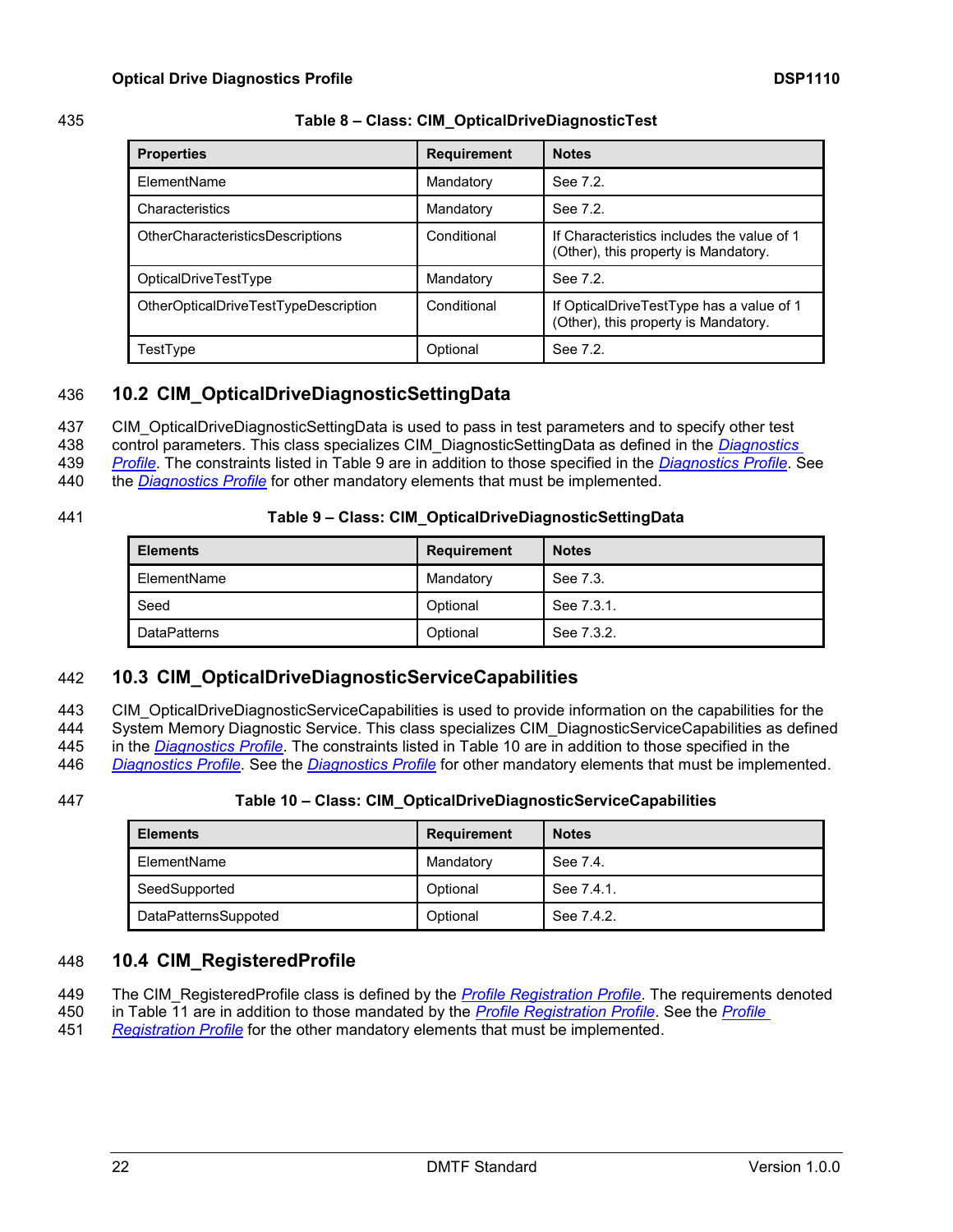**Table 8 – Class: CIM_OpticalDriveDiagnosticTest**

| Properties | Requirement | Notes |
|---|---|---|
| ElementName | Mandatory | See 7.2. |
| Characteristics | Mandatory | See 7.2. |
| OtherCharacteristicsDescriptions | Conditional | If Characteristics includes the value of 1 (Other), this property is Mandatory. |
| OpticalDriveTestType | Mandatory | See 7.2. |
| OtherOpticalDriveTestTypeDescription | Conditional | If OpticalDriveTestType has a value of 1 (Other), this property is Mandatory. |
| TestType | Optional | See 7.2. |

## 10.2 CIM_OpticalDriveDiagnosticSettingData

CIM_OpticalDriveDiagnosticSettingData is used to pass in test parameters and to specify other test control parameters. This class specializes CIM_DiagnosticSettingData as defined in the *Diagnostics Profile*. The constraints listed in Table 9 are in addition to those specified in the *Diagnostics Profile*. See the *Diagnostics Profile* for other mandatory elements that must be implemented.

**Table 9 – Class: CIM_OpticalDriveDiagnosticSettingData**

| Elements | Requirement | Notes |
|---|---|---|
| ElementName | Mandatory | See 7.3. |
| Seed | Optional | See 7.3.1. |
| DataPatterns | Optional | See 7.3.2. |

## 10.3 CIM_OpticalDriveDiagnosticServiceCapabilities

CIM_OpticalDriveDiagnosticServiceCapabilities is used to provide information on the capabilities for the System Memory Diagnostic Service. This class specializes CIM_DiagnosticServiceCapabilities as defined in the *Diagnostics Profile*. The constraints listed in Table 10 are in addition to those specified in the *Diagnostics Profile*. See the *Diagnostics Profile* for other mandatory elements that must be implemented.

**Table 10 – Class: CIM_OpticalDriveDiagnosticServiceCapabilities**

| Elements | Requirement | Notes |
|---|---|---|
| ElementName | Mandatory | See 7.4. |
| SeedSupported | Optional | See 7.4.1. |
| DataPatternsSuppoted | Optional | See 7.4.2. |

## 10.4 CIM_RegisteredProfile

The CIM_RegisteredProfile class is defined by the *Profile Registration Profile*. The requirements denoted in Table 11 are in addition to those mandated by the *Profile Registration Profile*. See the *Profile Registration Profile* for the other mandatory elements that must be implemented.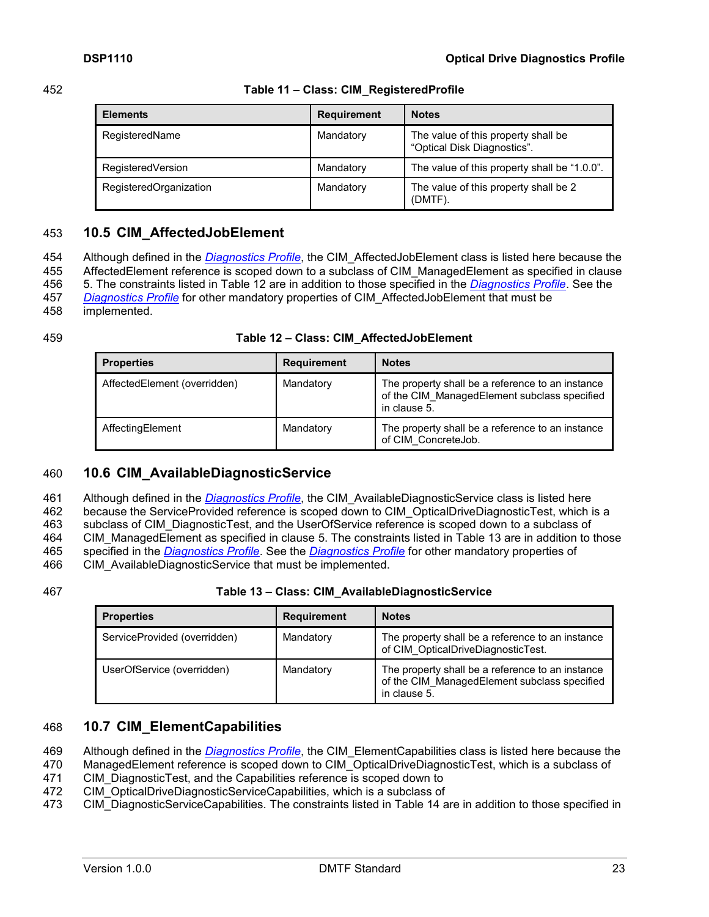Table 11 – Class: CIM_RegisteredProfile

| Elements | Requirement | Notes |
|---|---|---|
| RegisteredName | Mandatory | The value of this property shall be "Optical Disk Diagnostics". |
| RegisteredVersion | Mandatory | The value of this property shall be "1.0.0". |
| RegisteredOrganization | Mandatory | The value of this property shall be 2 (DMTF). |

## 10.5 CIM_AffectedJobElement

Although defined in the *Diagnostics Profile*, the CIM_AffectedJobElement class is listed here because the AffectedElement reference is scoped down to a subclass of CIM_ManagedElement as specified in clause 5. The constraints listed in Table 12 are in addition to those specified in the *Diagnostics Profile*. See the *Diagnostics Profile* for other mandatory properties of CIM_AffectedJobElement that must be implemented.

Table 12 – Class: CIM_AffectedJobElement

| Properties | Requirement | Notes |
|---|---|---|
| AffectedElement (overridden) | Mandatory | The property shall be a reference to an instance of the CIM_ManagedElement subclass specified in clause 5. |
| AffectingElement | Mandatory | The property shall be a reference to an instance of CIM_ConcreteJob. |

## 10.6 CIM_AvailableDiagnosticService

Although defined in the *Diagnostics Profile*, the CIM_AvailableDiagnosticService class is listed here because the ServiceProvided reference is scoped down to CIM_OpticalDriveDiagnosticTest, which is a subclass of CIM_DiagnosticTest, and the UserOfService reference is scoped down to a subclass of CIM_ManagedElement as specified in clause 5. The constraints listed in Table 13 are in addition to those specified in the *Diagnostics Profile*. See the *Diagnostics Profile* for other mandatory properties of CIM_AvailableDiagnosticService that must be implemented.

Table 13 – Class: CIM_AvailableDiagnosticService

| Properties | Requirement | Notes |
|---|---|---|
| ServiceProvided (overridden) | Mandatory | The property shall be a reference to an instance of CIM_OpticalDriveDiagnosticTest. |
| UserOfService (overridden) | Mandatory | The property shall be a reference to an instance of the CIM_ManagedElement subclass specified in clause 5. |

## 10.7 CIM_ElementCapabilities

Although defined in the *Diagnostics Profile*, the CIM_ElementCapabilities class is listed here because the ManagedElement reference is scoped down to CIM_OpticalDriveDiagnosticTest, which is a subclass of CIM_DiagnosticTest, and the Capabilities reference is scoped down to CIM_OpticalDriveDiagnosticServiceCapabilities, which is a subclass of CIM_DiagnosticServiceCapabilities. The constraints listed in Table 14 are in addition to those specified in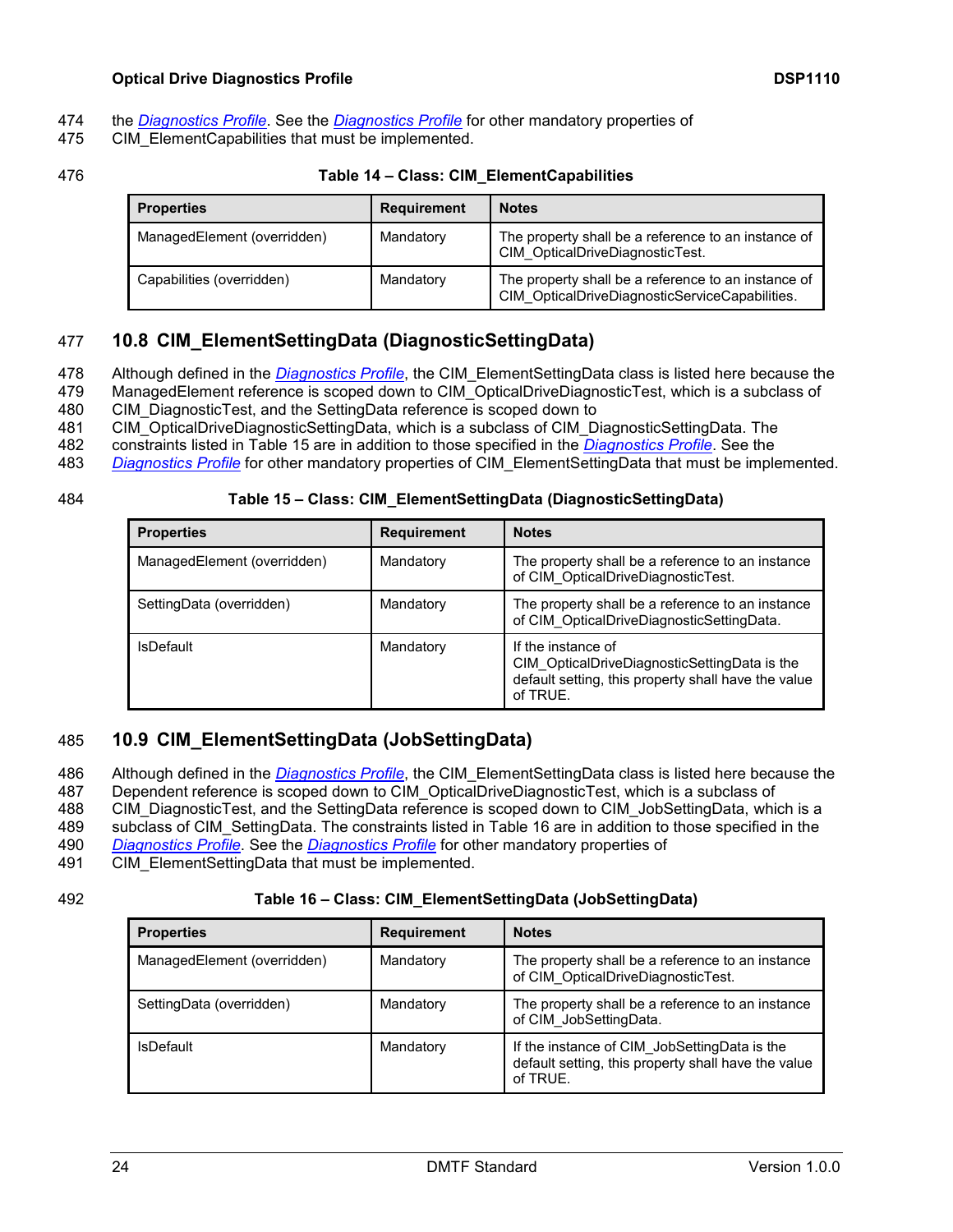the *Diagnostics Profile*. See the *Diagnostics Profile* for other mandatory properties of CIM_ElementCapabilities that must be implemented.

**Table 14 – Class: CIM_ElementCapabilities**

| Properties | Requirement | Notes |
|---|---|---|
| ManagedElement (overridden) | Mandatory | The property shall be a reference to an instance of CIM_OpticalDriveDiagnosticTest. |
| Capabilities (overridden) | Mandatory | The property shall be a reference to an instance of CIM_OpticalDriveDiagnosticServiceCapabilities. |

## 10.8 CIM_ElementSettingData (DiagnosticSettingData)

Although defined in the *Diagnostics Profile*, the CIM_ElementSettingData class is listed here because the ManagedElement reference is scoped down to CIM_OpticalDriveDiagnosticTest, which is a subclass of CIM_DiagnosticTest, and the SettingData reference is scoped down to CIM_OpticalDriveDiagnosticSettingData, which is a subclass of CIM_DiagnosticSettingData. The constraints listed in Table 15 are in addition to those specified in the *Diagnostics Profile*. See the *Diagnostics Profile* for other mandatory properties of CIM_ElementSettingData that must be implemented.

**Table 15 – Class: CIM_ElementSettingData (DiagnosticSettingData)**

| Properties | Requirement | Notes |
|---|---|---|
| ManagedElement (overridden) | Mandatory | The property shall be a reference to an instance of CIM_OpticalDriveDiagnosticTest. |
| SettingData (overridden) | Mandatory | The property shall be a reference to an instance of CIM_OpticalDriveDiagnosticSettingData. |
| IsDefault | Mandatory | If the instance of CIM_OpticalDriveDiagnosticSettingData is the default setting, this property shall have the value of TRUE. |

## 10.9 CIM_ElementSettingData (JobSettingData)

Although defined in the *Diagnostics Profile*, the CIM_ElementSettingData class is listed here because the Dependent reference is scoped down to CIM_OpticalDriveDiagnosticTest, which is a subclass of CIM_DiagnosticTest, and the SettingData reference is scoped down to CIM_JobSettingData, which is a subclass of CIM_SettingData. The constraints listed in Table 16 are in addition to those specified in the *Diagnostics Profile*. See the *Diagnostics Profile* for other mandatory properties of CIM_ElementSettingData that must be implemented.

**Table 16 – Class: CIM_ElementSettingData (JobSettingData)**

| Properties | Requirement | Notes |
|---|---|---|
| ManagedElement (overridden) | Mandatory | The property shall be a reference to an instance of CIM_OpticalDriveDiagnosticTest. |
| SettingData (overridden) | Mandatory | The property shall be a reference to an instance of CIM_JobSettingData. |
| IsDefault | Mandatory | If the instance of CIM_JobSettingData is the default setting, this property shall have the value of TRUE. |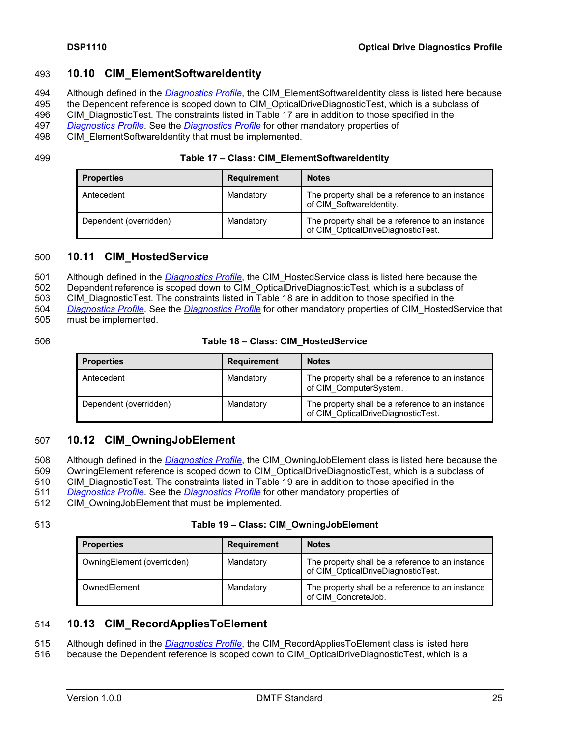## 10.10 CIM_ElementSoftwareIdentity

Although defined in the *Diagnostics Profile*, the CIM_ElementSoftwareIdentity class is listed here because the Dependent reference is scoped down to CIM_OpticalDriveDiagnosticTest, which is a subclass of CIM_DiagnosticTest. The constraints listed in Table 17 are in addition to those specified in the *Diagnostics Profile*. See the *Diagnostics Profile* for other mandatory properties of CIM_ElementSoftwareIdentity that must be implemented.

**Table 17 – Class: CIM_ElementSoftwareIdentity**

| Properties | Requirement | Notes |
|---|---|---|
| Antecedent | Mandatory | The property shall be a reference to an instance of CIM_SoftwareIdentity. |
| Dependent (overridden) | Mandatory | The property shall be a reference to an instance of CIM_OpticalDriveDiagnosticTest. |

## 10.11 CIM_HostedService

Although defined in the *Diagnostics Profile*, the CIM_HostedService class is listed here because the Dependent reference is scoped down to CIM_OpticalDriveDiagnosticTest, which is a subclass of CIM_DiagnosticTest. The constraints listed in Table 18 are in addition to those specified in the *Diagnostics Profile*. See the *Diagnostics Profile* for other mandatory properties of CIM_HostedService that must be implemented.

**Table 18 – Class: CIM_HostedService**

| Properties | Requirement | Notes |
|---|---|---|
| Antecedent | Mandatory | The property shall be a reference to an instance of CIM_ComputerSystem. |
| Dependent (overridden) | Mandatory | The property shall be a reference to an instance of CIM_OpticalDriveDiagnosticTest. |

## 10.12 CIM_OwningJobElement

Although defined in the *Diagnostics Profile*, the CIM_OwningJobElement class is listed here because the OwningElement reference is scoped down to CIM_OpticalDriveDiagnosticTest, which is a subclass of CIM_DiagnosticTest. The constraints listed in Table 19 are in addition to those specified in the *Diagnostics Profile*. See the *Diagnostics Profile* for other mandatory properties of CIM_OwningJobElement that must be implemented.

**Table 19 – Class: CIM_OwningJobElement**

| Properties | Requirement | Notes |
|---|---|---|
| OwningElement (overridden) | Mandatory | The property shall be a reference to an instance of CIM_OpticalDriveDiagnosticTest. |
| OwnedElement | Mandatory | The property shall be a reference to an instance of CIM_ConcreteJob. |

## 10.13 CIM_RecordAppliesToElement

Although defined in the *Diagnostics Profile*, the CIM_RecordAppliesToElement class is listed here because the Dependent reference is scoped down to CIM_OpticalDriveDiagnosticTest, which is a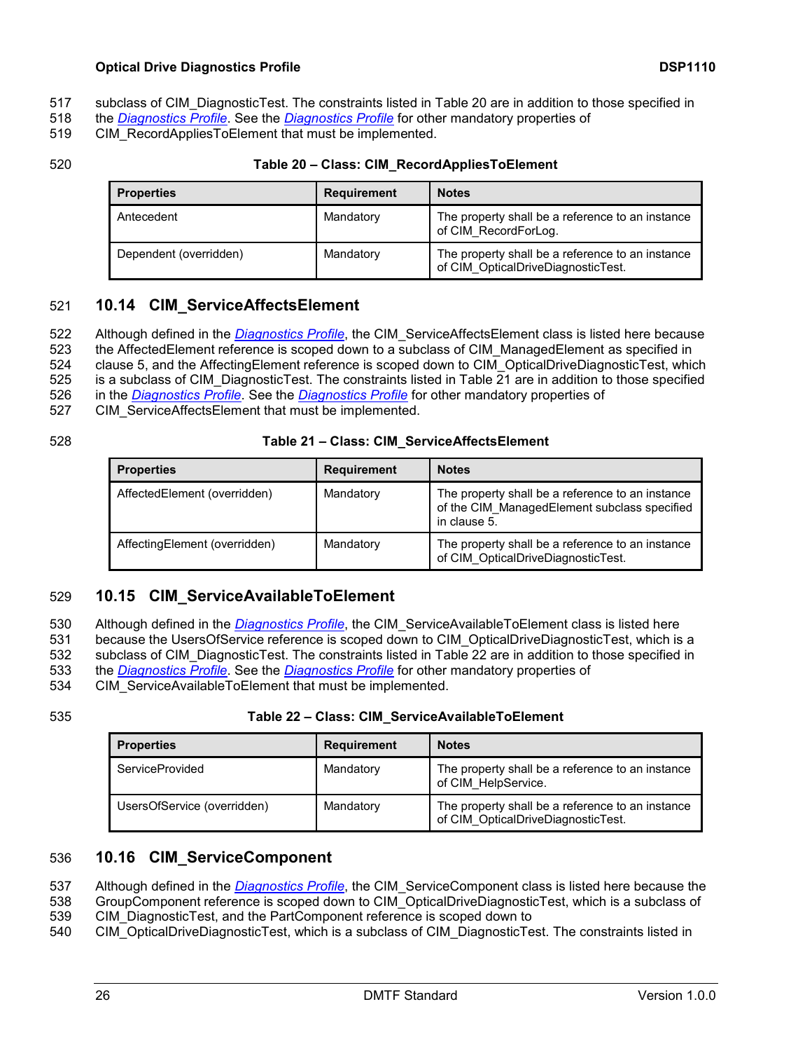subclass of CIM_DiagnosticTest. The constraints listed in Table 20 are in addition to those specified in the *Diagnostics Profile*. See the *Diagnostics Profile* for other mandatory properties of CIM_RecordAppliesToElement that must be implemented.

**Table 20 – Class: CIM_RecordAppliesToElement**

| Properties | Requirement | Notes |
|---|---|---|
| Antecedent | Mandatory | The property shall be a reference to an instance of CIM_RecordForLog. |
| Dependent (overridden) | Mandatory | The property shall be a reference to an instance of CIM_OpticalDriveDiagnosticTest. |

## 10.14 CIM_ServiceAffectsElement

Although defined in the *Diagnostics Profile*, the CIM_ServiceAffectsElement class is listed here because the AffectedElement reference is scoped down to a subclass of CIM_ManagedElement as specified in clause 5, and the AffectingElement reference is scoped down to CIM_OpticalDriveDiagnosticTest, which is a subclass of CIM_DiagnosticTest. The constraints listed in Table 21 are in addition to those specified in the *Diagnostics Profile*. See the *Diagnostics Profile* for other mandatory properties of CIM_ServiceAffectsElement that must be implemented.

**Table 21 – Class: CIM_ServiceAffectsElement**

| Properties | Requirement | Notes |
|---|---|---|
| AffectedElement (overridden) | Mandatory | The property shall be a reference to an instance of the CIM_ManagedElement subclass specified in clause 5. |
| AffectingElement (overridden) | Mandatory | The property shall be a reference to an instance of CIM_OpticalDriveDiagnosticTest. |

## 10.15 CIM_ServiceAvailableToElement

Although defined in the *Diagnostics Profile*, the CIM_ServiceAvailableToElement class is listed here because the UsersOfService reference is scoped down to CIM_OpticalDriveDiagnosticTest, which is a subclass of CIM_DiagnosticTest. The constraints listed in Table 22 are in addition to those specified in the *Diagnostics Profile*. See the *Diagnostics Profile* for other mandatory properties of CIM_ServiceAvailableToElement that must be implemented.

**Table 22 – Class: CIM_ServiceAvailableToElement**

| Properties | Requirement | Notes |
|---|---|---|
| ServiceProvided | Mandatory | The property shall be a reference to an instance of CIM_HelpService. |
| UsersOfService (overridden) | Mandatory | The property shall be a reference to an instance of CIM_OpticalDriveDiagnosticTest. |

## 10.16 CIM_ServiceComponent

Although defined in the *Diagnostics Profile*, the CIM_ServiceComponent class is listed here because the GroupComponent reference is scoped down to CIM_OpticalDriveDiagnosticTest, which is a subclass of CIM_DiagnosticTest, and the PartComponent reference is scoped down to CIM_OpticalDriveDiagnosticTest, which is a subclass of CIM_DiagnosticTest. The constraints listed in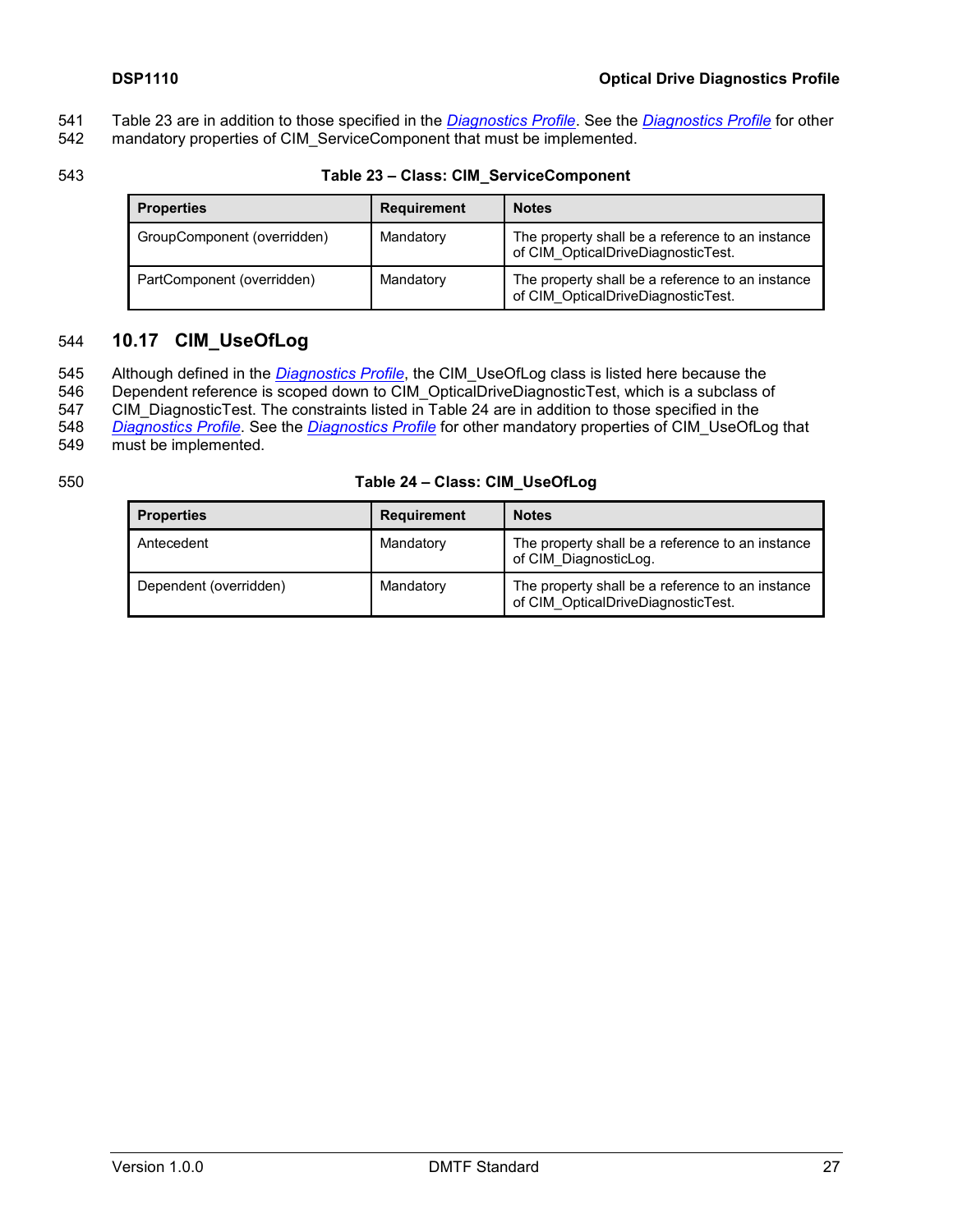Table 23 are in addition to those specified in the *Diagnostics Profile*. See the *Diagnostics Profile* for other mandatory properties of CIM_ServiceComponent that must be implemented.

**Table 23 – Class: CIM_ServiceComponent**

| Properties | Requirement | Notes |
|---|---|---|
| GroupComponent (overridden) | Mandatory | The property shall be a reference to an instance of CIM_OpticalDriveDiagnosticTest. |
| PartComponent (overridden) | Mandatory | The property shall be a reference to an instance of CIM_OpticalDriveDiagnosticTest. |

## 10.17 CIM_UseOfLog

Although defined in the *Diagnostics Profile*, the CIM_UseOfLog class is listed here because the Dependent reference is scoped down to CIM_OpticalDriveDiagnosticTest, which is a subclass of CIM_DiagnosticTest. The constraints listed in Table 24 are in addition to those specified in the *Diagnostics Profile*. See the *Diagnostics Profile* for other mandatory properties of CIM_UseOfLog that must be implemented.

**Table 24 – Class: CIM_UseOfLog**

| Properties | Requirement | Notes |
|---|---|---|
| Antecedent | Mandatory | The property shall be a reference to an instance of CIM_DiagnosticLog. |
| Dependent (overridden) | Mandatory | The property shall be a reference to an instance of CIM_OpticalDriveDiagnosticTest. |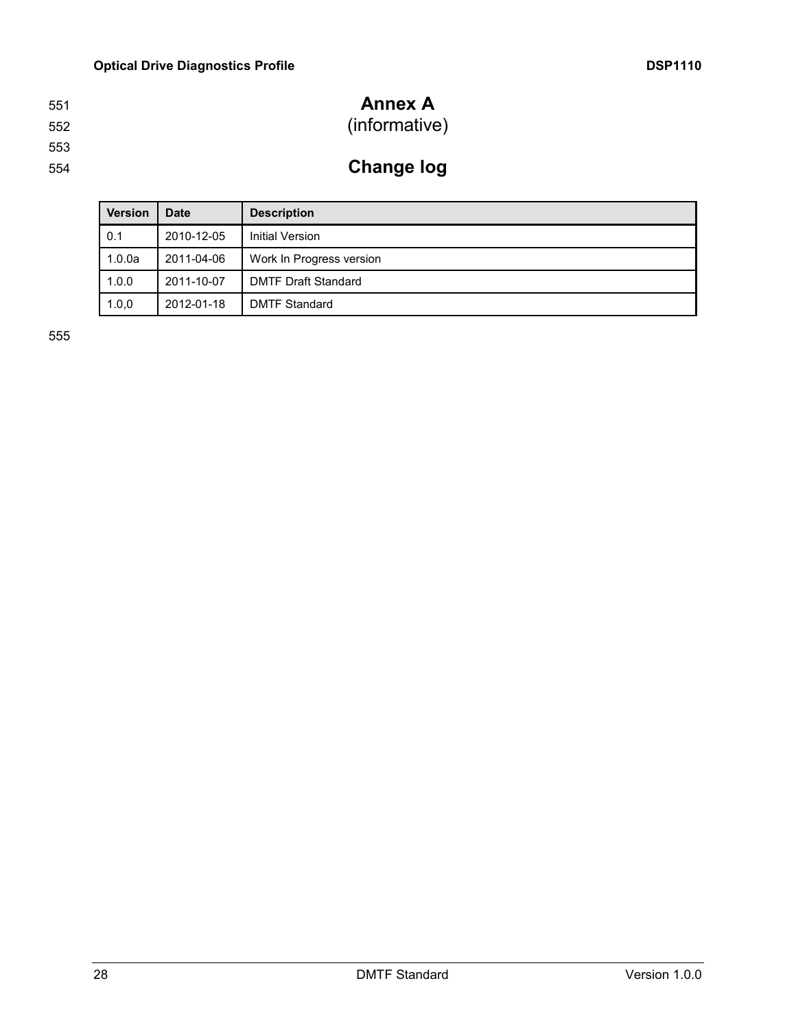# Annex A
(informative)

# Change log

| Version | Date | Description |
|---|---|---|
| 0.1 | 2010-12-05 | Initial Version |
| 1.0.0a | 2011-04-06 | Work In Progress version |
| 1.0.0 | 2011-10-07 | DMTF Draft Standard |
| 1.0,0 | 2012-01-18 | DMTF Standard |